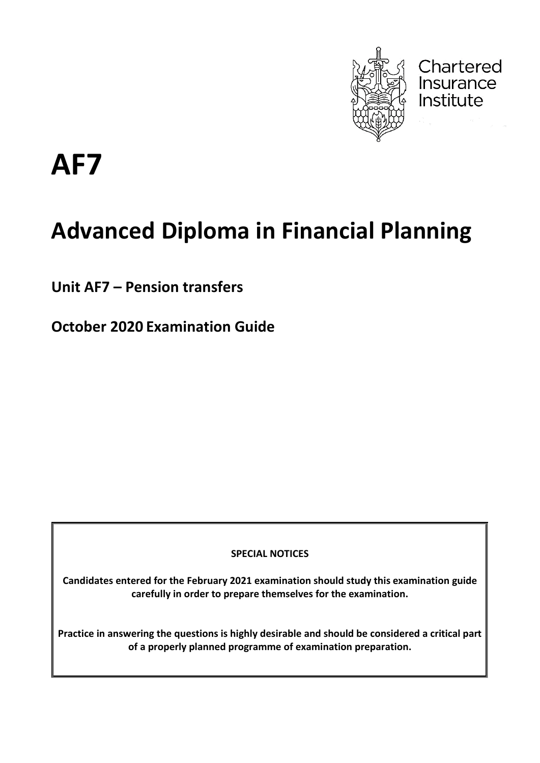Chartered Insurance Institute

# AF7

# Advanced Diploma in Financial Planning

## Unit AF7 – Pension transfers

## October 2020 Examination Guide

**SPECIAL NOTICES**

**Candidates entered for the February 2021 examination should study this examination guide carefully in order to prepare themselves for the examination.**

**Practice in answering the questions is highly desirable and should be considered a critical part of a properly planned programme of examination preparation.**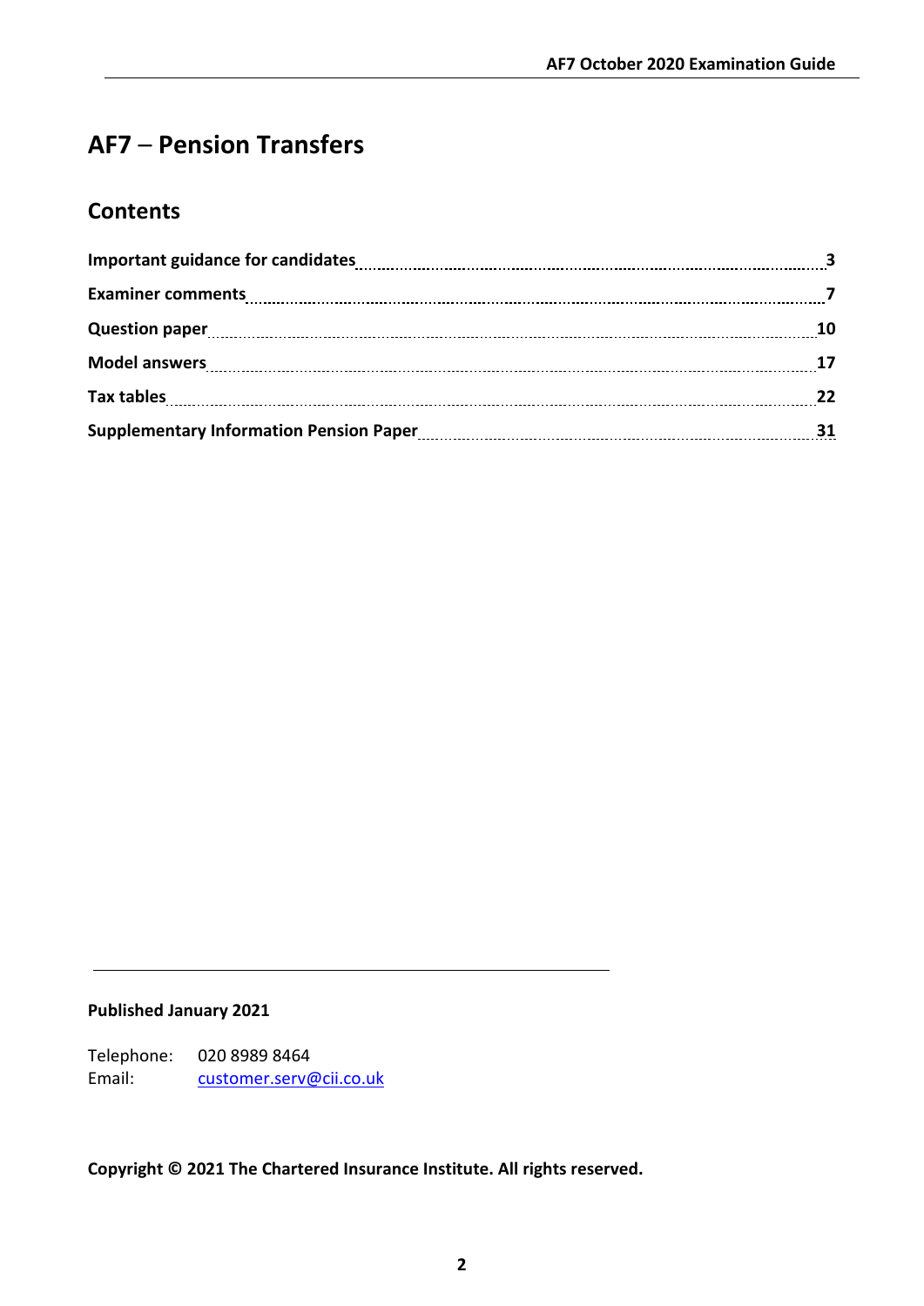# AF7 – Pension Transfers

## Contents

| | |
|---|---|
| **Important guidance for candidates** | **3** |
| **Examiner comments** | **7** |
| **Question paper** | **10** |
| **Model answers** | **17** |
| **Tax tables** | **22** |
| **Supplementary Information Pension Paper** | **31** |

**Published January 2021**

Telephone: 020 8989 8464
Email: customer.serv@cii.co.uk

**Copyright © 2021 The Chartered Insurance Institute. All rights reserved.**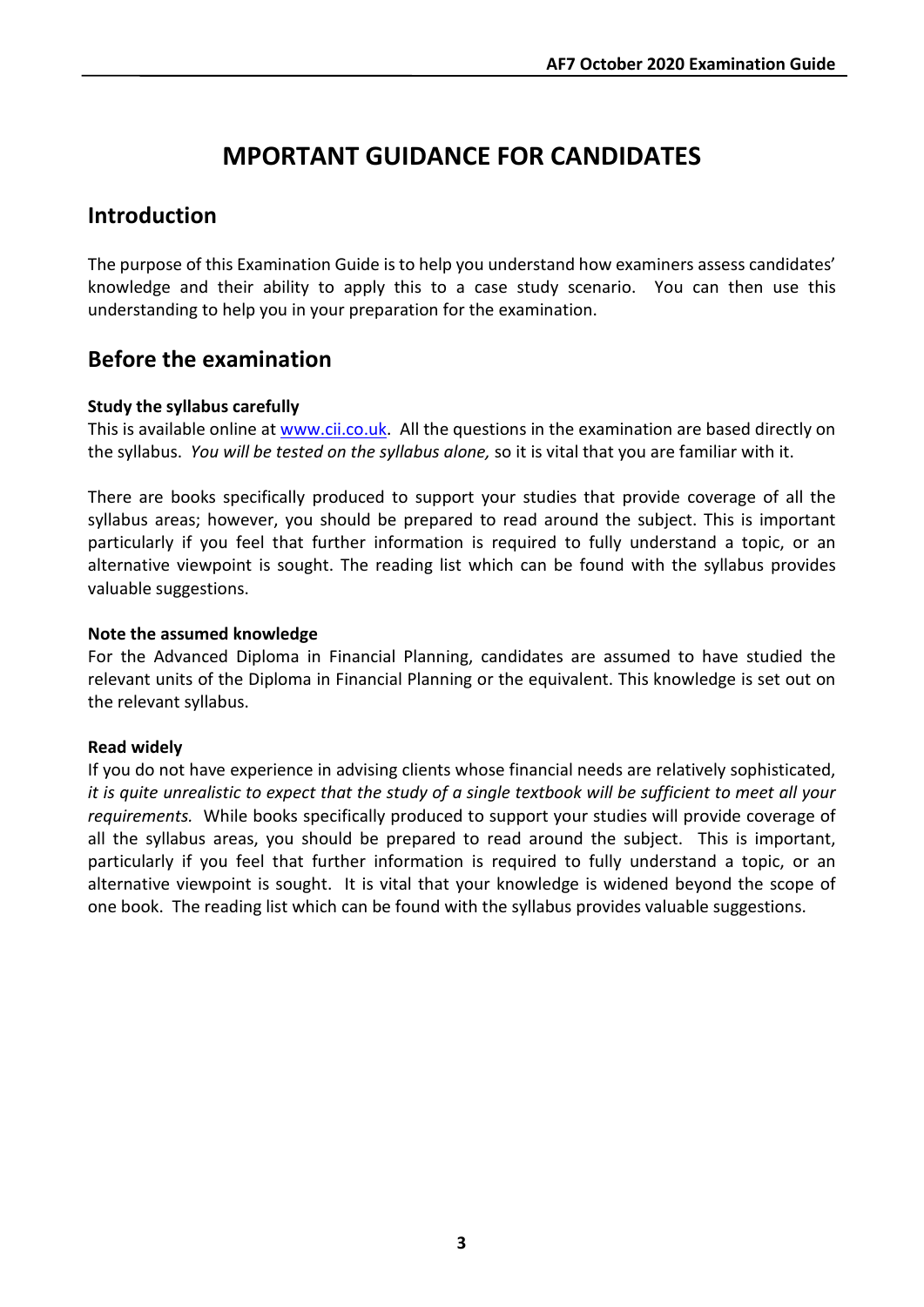# MPORTANT GUIDANCE FOR CANDIDATES

## Introduction

The purpose of this Examination Guide is to help you understand how examiners assess candidates' knowledge and their ability to apply this to a case study scenario. You can then use this understanding to help you in your preparation for the examination.

## Before the examination

**Study the syllabus carefully**
This is available online at www.cii.co.uk. All the questions in the examination are based directly on the syllabus. *You will be tested on the syllabus alone,* so it is vital that you are familiar with it.

There are books specifically produced to support your studies that provide coverage of all the syllabus areas; however, you should be prepared to read around the subject. This is important particularly if you feel that further information is required to fully understand a topic, or an alternative viewpoint is sought. The reading list which can be found with the syllabus provides valuable suggestions.

**Note the assumed knowledge**
For the Advanced Diploma in Financial Planning, candidates are assumed to have studied the relevant units of the Diploma in Financial Planning or the equivalent. This knowledge is set out on the relevant syllabus.

**Read widely**
If you do not have experience in advising clients whose financial needs are relatively sophisticated, *it is quite unrealistic to expect that the study of a single textbook will be sufficient to meet all your requirements.* While books specifically produced to support your studies will provide coverage of all the syllabus areas, you should be prepared to read around the subject. This is important, particularly if you feel that further information is required to fully understand a topic, or an alternative viewpoint is sought. It is vital that your knowledge is widened beyond the scope of one book. The reading list which can be found with the syllabus provides valuable suggestions.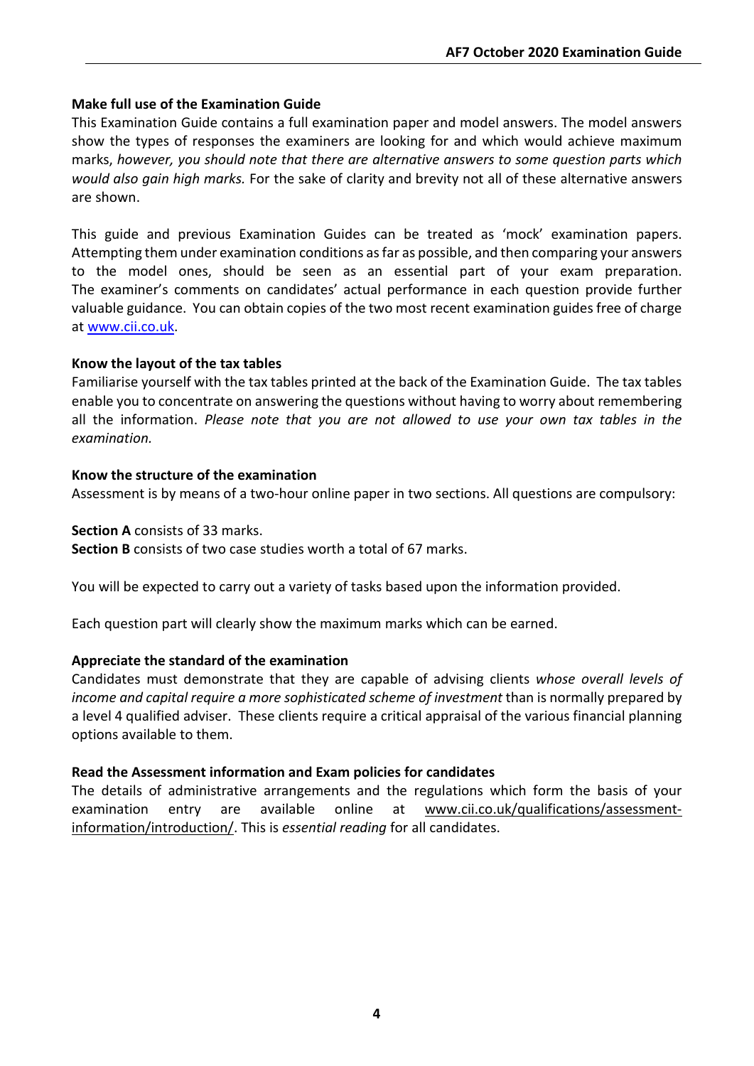**Make full use of the Examination Guide**

This Examination Guide contains a full examination paper and model answers. The model answers show the types of responses the examiners are looking for and which would achieve maximum marks, *however, you should note that there are alternative answers to some question parts which would also gain high marks.* For the sake of clarity and brevity not all of these alternative answers are shown.

This guide and previous Examination Guides can be treated as 'mock' examination papers. Attempting them under examination conditions as far as possible, and then comparing your answers to the model ones, should be seen as an essential part of your exam preparation. The examiner's comments on candidates' actual performance in each question provide further valuable guidance. You can obtain copies of the two most recent examination guides free of charge at [www.cii.co.uk](www.cii.co.uk).

**Know the layout of the tax tables**

Familiarise yourself with the tax tables printed at the back of the Examination Guide. The tax tables enable you to concentrate on answering the questions without having to worry about remembering all the information. *Please note that you are not allowed to use your own tax tables in the examination.*

**Know the structure of the examination**

Assessment is by means of a two-hour online paper in two sections. All questions are compulsory:

**Section A** consists of 33 marks.
**Section B** consists of two case studies worth a total of 67 marks.

You will be expected to carry out a variety of tasks based upon the information provided.

Each question part will clearly show the maximum marks which can be earned.

**Appreciate the standard of the examination**

Candidates must demonstrate that they are capable of advising clients *whose overall levels of income and capital require a more sophisticated scheme of investment* than is normally prepared by a level 4 qualified adviser. These clients require a critical appraisal of the various financial planning options available to them.

**Read the Assessment information and Exam policies for candidates**

The details of administrative arrangements and the regulations which form the basis of your examination entry are available online at [www.cii.co.uk/qualifications/assessment-information/introduction/](www.cii.co.uk/qualifications/assessment-information/introduction/). This is *essential reading* for all candidates.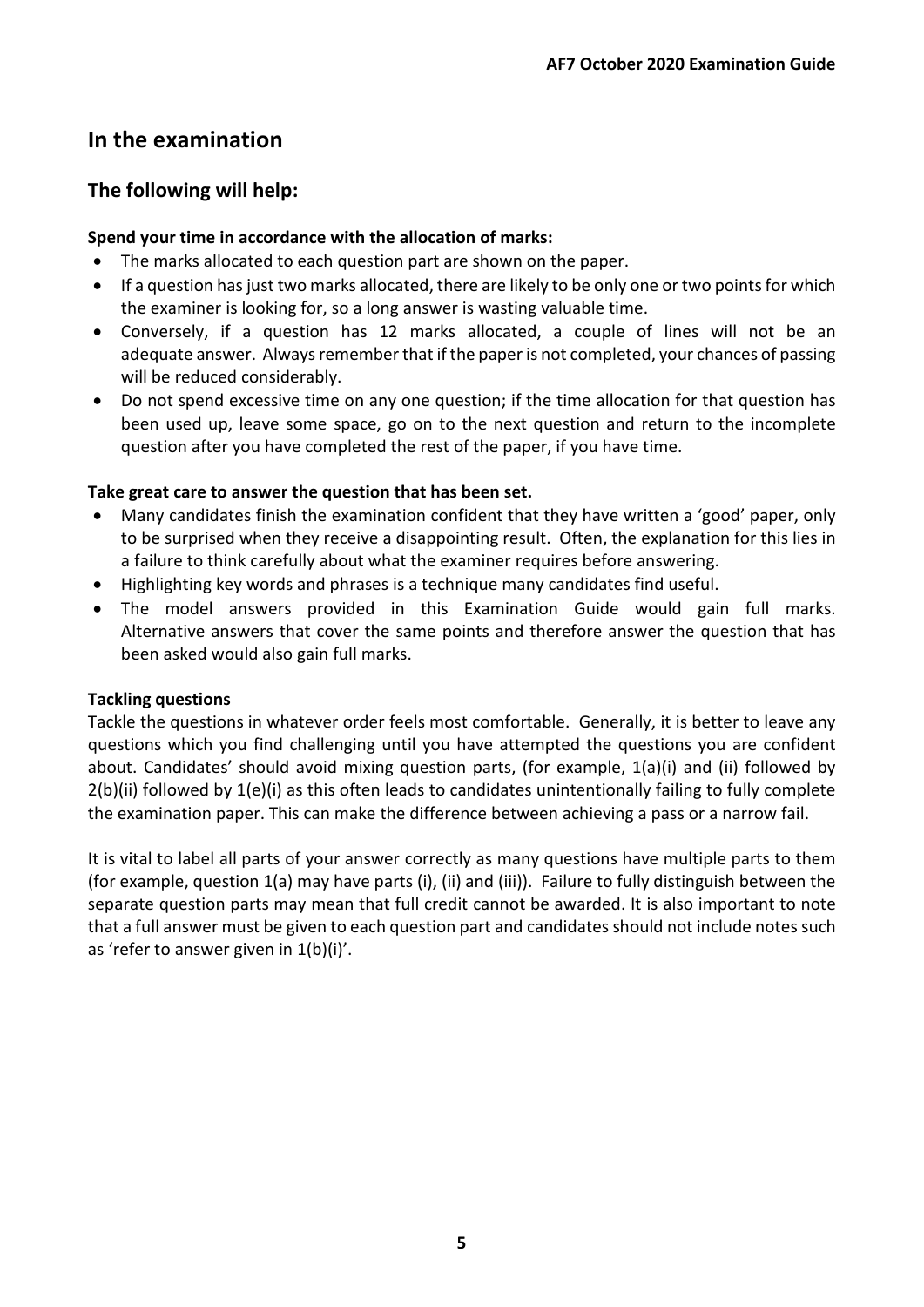## In the examination

### The following will help:

**Spend your time in accordance with the allocation of marks:**

- The marks allocated to each question part are shown on the paper.
- If a question has just two marks allocated, there are likely to be only one or two points for which the examiner is looking for, so a long answer is wasting valuable time.
- Conversely, if a question has 12 marks allocated, a couple of lines will not be an adequate answer. Always remember that if the paper is not completed, your chances of passing will be reduced considerably.
- Do not spend excessive time on any one question; if the time allocation for that question has been used up, leave some space, go on to the next question and return to the incomplete question after you have completed the rest of the paper, if you have time.

**Take great care to answer the question that has been set.**

- Many candidates finish the examination confident that they have written a 'good' paper, only to be surprised when they receive a disappointing result. Often, the explanation for this lies in a failure to think carefully about what the examiner requires before answering.
- Highlighting key words and phrases is a technique many candidates find useful.
- The model answers provided in this Examination Guide would gain full marks. Alternative answers that cover the same points and therefore answer the question that has been asked would also gain full marks.

**Tackling questions**

Tackle the questions in whatever order feels most comfortable. Generally, it is better to leave any questions which you find challenging until you have attempted the questions you are confident about. Candidates' should avoid mixing question parts, (for example, 1(a)(i) and (ii) followed by 2(b)(ii) followed by 1(e)(i) as this often leads to candidates unintentionally failing to fully complete the examination paper. This can make the difference between achieving a pass or a narrow fail.

It is vital to label all parts of your answer correctly as many questions have multiple parts to them (for example, question 1(a) may have parts (i), (ii) and (iii)). Failure to fully distinguish between the separate question parts may mean that full credit cannot be awarded. It is also important to note that a full answer must be given to each question part and candidates should not include notes such as 'refer to answer given in 1(b)(i)'.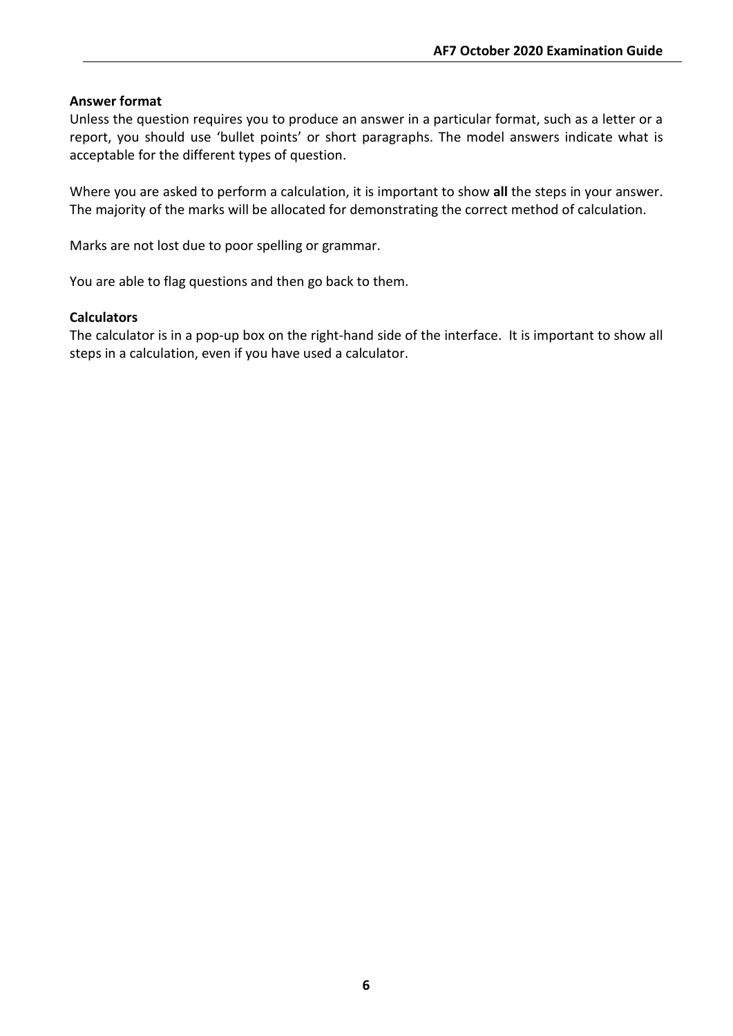**Answer format**

Unless the question requires you to produce an answer in a particular format, such as a letter or a report, you should use 'bullet points' or short paragraphs. The model answers indicate what is acceptable for the different types of question.

Where you are asked to perform a calculation, it is important to show **all** the steps in your answer. The majority of the marks will be allocated for demonstrating the correct method of calculation.

Marks are not lost due to poor spelling or grammar.

You are able to flag questions and then go back to them.

**Calculators**

The calculator is in a pop-up box on the right-hand side of the interface. It is important to show all steps in a calculation, even if you have used a calculator.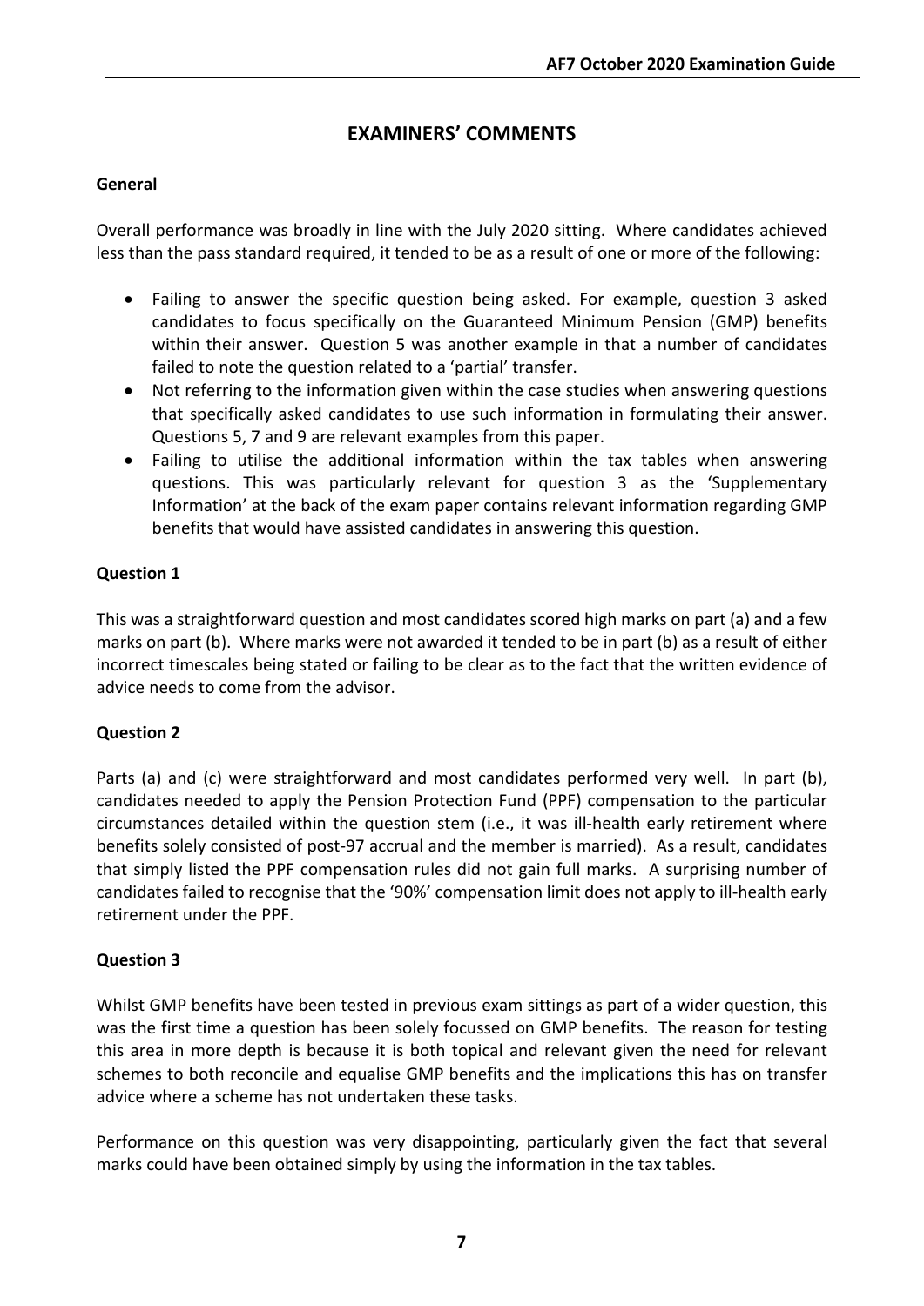# EXAMINERS' COMMENTS

**General**

Overall performance was broadly in line with the July 2020 sitting. Where candidates achieved less than the pass standard required, it tended to be as a result of one or more of the following:

- Failing to answer the specific question being asked. For example, question 3 asked candidates to focus specifically on the Guaranteed Minimum Pension (GMP) benefits within their answer. Question 5 was another example in that a number of candidates failed to note the question related to a 'partial' transfer.
- Not referring to the information given within the case studies when answering questions that specifically asked candidates to use such information in formulating their answer. Questions 5, 7 and 9 are relevant examples from this paper.
- Failing to utilise the additional information within the tax tables when answering questions. This was particularly relevant for question 3 as the 'Supplementary Information' at the back of the exam paper contains relevant information regarding GMP benefits that would have assisted candidates in answering this question.

**Question 1**

This was a straightforward question and most candidates scored high marks on part (a) and a few marks on part (b). Where marks were not awarded it tended to be in part (b) as a result of either incorrect timescales being stated or failing to be clear as to the fact that the written evidence of advice needs to come from the advisor.

**Question 2**

Parts (a) and (c) were straightforward and most candidates performed very well. In part (b), candidates needed to apply the Pension Protection Fund (PPF) compensation to the particular circumstances detailed within the question stem (i.e., it was ill-health early retirement where benefits solely consisted of post-97 accrual and the member is married). As a result, candidates that simply listed the PPF compensation rules did not gain full marks. A surprising number of candidates failed to recognise that the '90%' compensation limit does not apply to ill-health early retirement under the PPF.

**Question 3**

Whilst GMP benefits have been tested in previous exam sittings as part of a wider question, this was the first time a question has been solely focussed on GMP benefits. The reason for testing this area in more depth is because it is both topical and relevant given the need for relevant schemes to both reconcile and equalise GMP benefits and the implications this has on transfer advice where a scheme has not undertaken these tasks.

Performance on this question was very disappointing, particularly given the fact that several marks could have been obtained simply by using the information in the tax tables.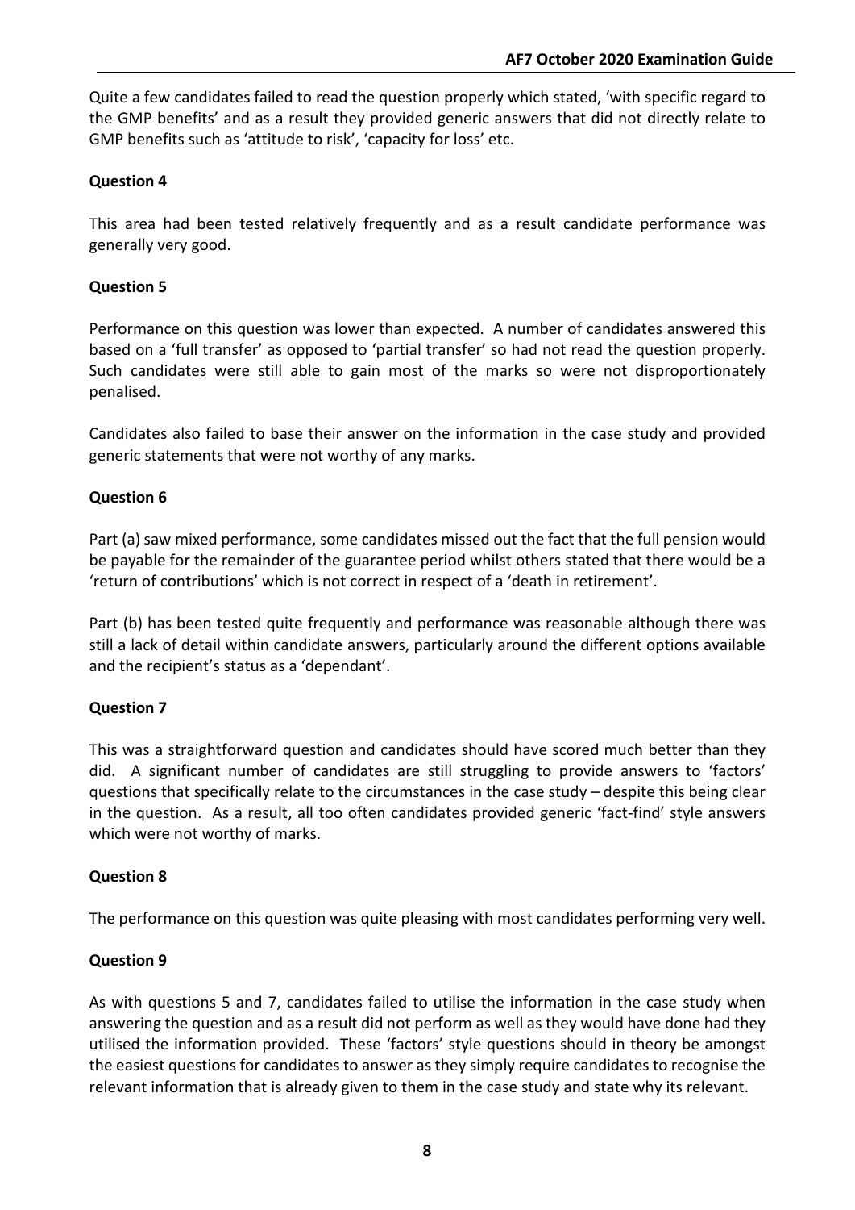Quite a few candidates failed to read the question properly which stated, 'with specific regard to the GMP benefits' and as a result they provided generic answers that did not directly relate to GMP benefits such as 'attitude to risk', 'capacity for loss' etc.

**Question 4**

This area had been tested relatively frequently and as a result candidate performance was generally very good.

**Question 5**

Performance on this question was lower than expected. A number of candidates answered this based on a 'full transfer' as opposed to 'partial transfer' so had not read the question properly. Such candidates were still able to gain most of the marks so were not disproportionately penalised.

Candidates also failed to base their answer on the information in the case study and provided generic statements that were not worthy of any marks.

**Question 6**

Part (a) saw mixed performance, some candidates missed out the fact that the full pension would be payable for the remainder of the guarantee period whilst others stated that there would be a 'return of contributions' which is not correct in respect of a 'death in retirement'.

Part (b) has been tested quite frequently and performance was reasonable although there was still a lack of detail within candidate answers, particularly around the different options available and the recipient's status as a 'dependant'.

**Question 7**

This was a straightforward question and candidates should have scored much better than they did. A significant number of candidates are still struggling to provide answers to 'factors' questions that specifically relate to the circumstances in the case study – despite this being clear in the question. As a result, all too often candidates provided generic 'fact-find' style answers which were not worthy of marks.

**Question 8**

The performance on this question was quite pleasing with most candidates performing very well.

**Question 9**

As with questions 5 and 7, candidates failed to utilise the information in the case study when answering the question and as a result did not perform as well as they would have done had they utilised the information provided. These 'factors' style questions should in theory be amongst the easiest questions for candidates to answer as they simply require candidates to recognise the relevant information that is already given to them in the case study and state why its relevant.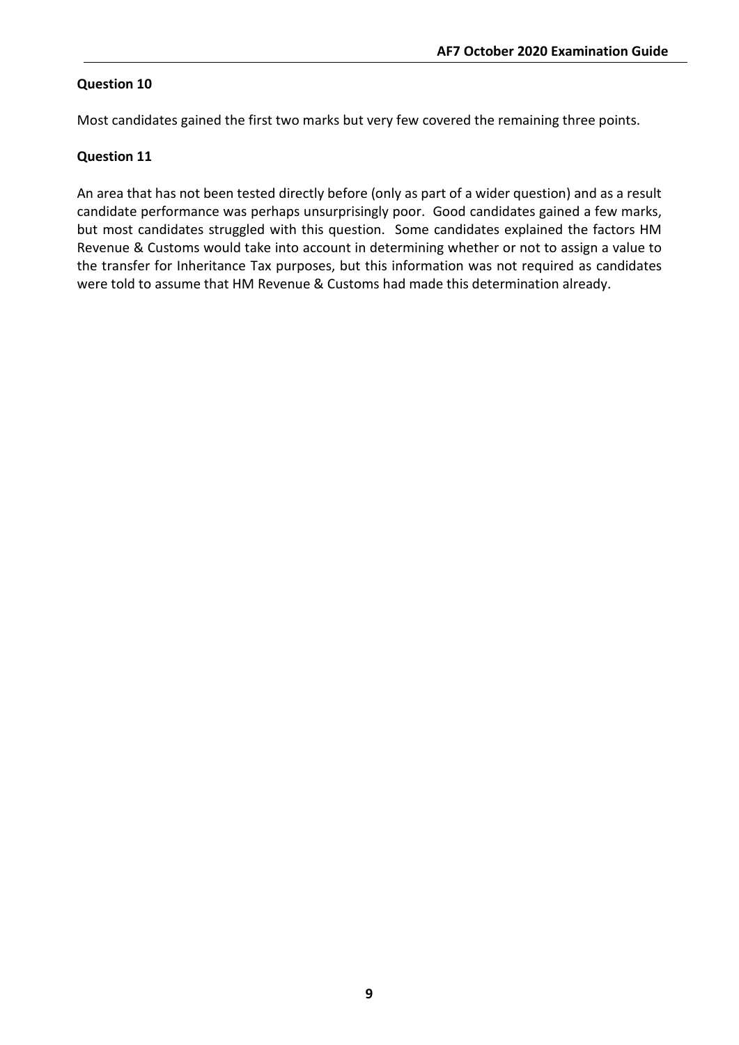**Question 10**

Most candidates gained the first two marks but very few covered the remaining three points.

**Question 11**

An area that has not been tested directly before (only as part of a wider question) and as a result candidate performance was perhaps unsurprisingly poor. Good candidates gained a few marks, but most candidates struggled with this question. Some candidates explained the factors HM Revenue & Customs would take into account in determining whether or not to assign a value to the transfer for Inheritance Tax purposes, but this information was not required as candidates were told to assume that HM Revenue & Customs had made this determination already.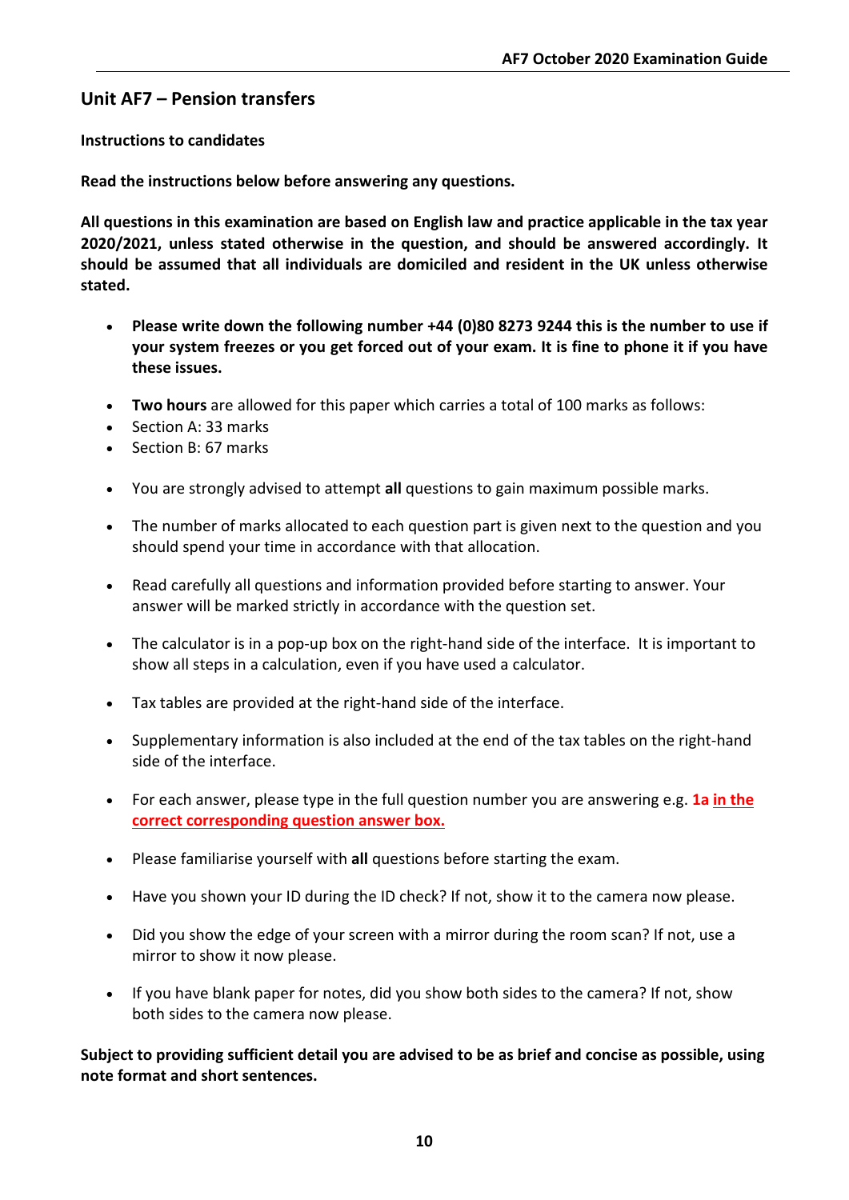## Unit AF7 – Pension transfers

**Instructions to candidates**

**Read the instructions below before answering any questions.**

**All questions in this examination are based on English law and practice applicable in the tax year 2020/2021, unless stated otherwise in the question, and should be answered accordingly. It should be assumed that all individuals are domiciled and resident in the UK unless otherwise stated.**

- **Please write down the following number +44 (0)80 8273 9244 this is the number to use if your system freezes or you get forced out of your exam. It is fine to phone it if you have these issues.**
- **Two hours** are allowed for this paper which carries a total of 100 marks as follows:
- Section A: 33 marks
- Section B: 67 marks
- You are strongly advised to attempt **all** questions to gain maximum possible marks.
- The number of marks allocated to each question part is given next to the question and you should spend your time in accordance with that allocation.
- Read carefully all questions and information provided before starting to answer. Your answer will be marked strictly in accordance with the question set.
- The calculator is in a pop-up box on the right-hand side of the interface. It is important to show all steps in a calculation, even if you have used a calculator.
- Tax tables are provided at the right-hand side of the interface.
- Supplementary information is also included at the end of the tax tables on the right-hand side of the interface.
- For each answer, please type in the full question number you are answering e.g. **1a** **in the correct corresponding question answer box.**
- Please familiarise yourself with **all** questions before starting the exam.
- Have you shown your ID during the ID check? If not, show it to the camera now please.
- Did you show the edge of your screen with a mirror during the room scan? If not, use a mirror to show it now please.
- If you have blank paper for notes, did you show both sides to the camera? If not, show both sides to the camera now please.

**Subject to providing sufficient detail you are advised to be as brief and concise as possible, using note format and short sentences.**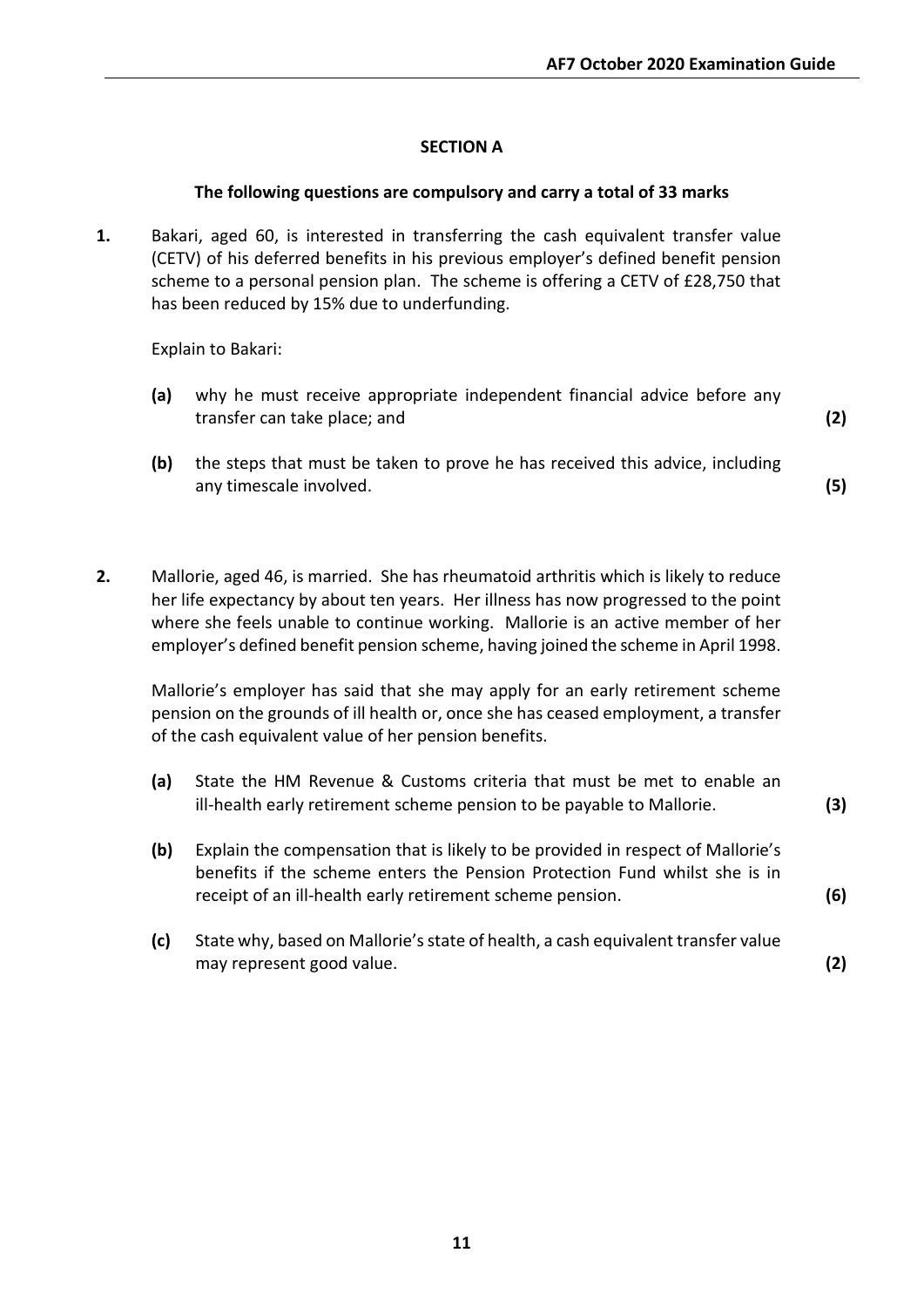## SECTION A

**The following questions are compulsory and carry a total of 33 marks**

**1.** Bakari, aged 60, is interested in transferring the cash equivalent transfer value (CETV) of his deferred benefits in his previous employer's defined benefit pension scheme to a personal pension plan. The scheme is offering a CETV of £28,750 that has been reduced by 15% due to underfunding.

Explain to Bakari:

**(a)** why he must receive appropriate independent financial advice before any transfer can take place; and **(2)**

**(b)** the steps that must be taken to prove he has received this advice, including any timescale involved. **(5)**

**2.** Mallorie, aged 46, is married. She has rheumatoid arthritis which is likely to reduce her life expectancy by about ten years. Her illness has now progressed to the point where she feels unable to continue working. Mallorie is an active member of her employer's defined benefit pension scheme, having joined the scheme in April 1998.

Mallorie's employer has said that she may apply for an early retirement scheme pension on the grounds of ill health or, once she has ceased employment, a transfer of the cash equivalent value of her pension benefits.

**(a)** State the HM Revenue & Customs criteria that must be met to enable an ill-health early retirement scheme pension to be payable to Mallorie. **(3)**

**(b)** Explain the compensation that is likely to be provided in respect of Mallorie's benefits if the scheme enters the Pension Protection Fund whilst she is in receipt of an ill-health early retirement scheme pension. **(6)**

**(c)** State why, based on Mallorie's state of health, a cash equivalent transfer value may represent good value. **(2)**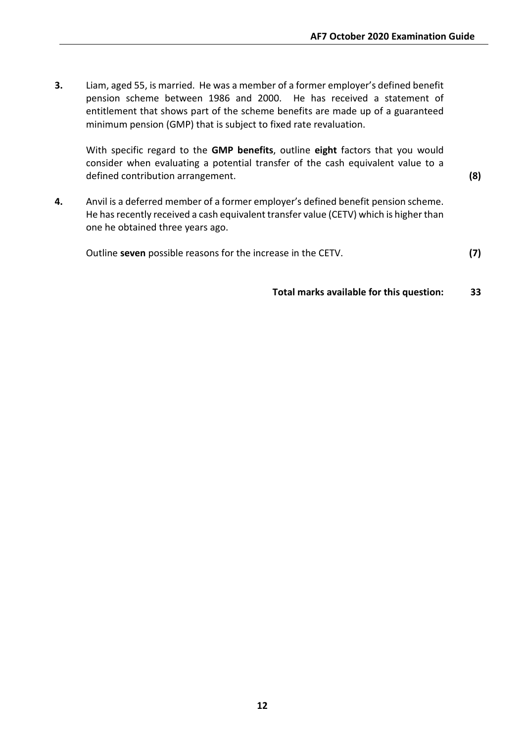**3.** Liam, aged 55, is married. He was a member of a former employer's defined benefit pension scheme between 1986 and 2000. He has received a statement of entitlement that shows part of the scheme benefits are made up of a guaranteed minimum pension (GMP) that is subject to fixed rate revaluation.

With specific regard to the **GMP benefits**, outline **eight** factors that you would consider when evaluating a potential transfer of the cash equivalent value to a defined contribution arrangement. **(8)**

**4.** Anvil is a deferred member of a former employer's defined benefit pension scheme. He has recently received a cash equivalent transfer value (CETV) which is higher than one he obtained three years ago.

Outline **seven** possible reasons for the increase in the CETV. **(7)**

**Total marks available for this question: 33**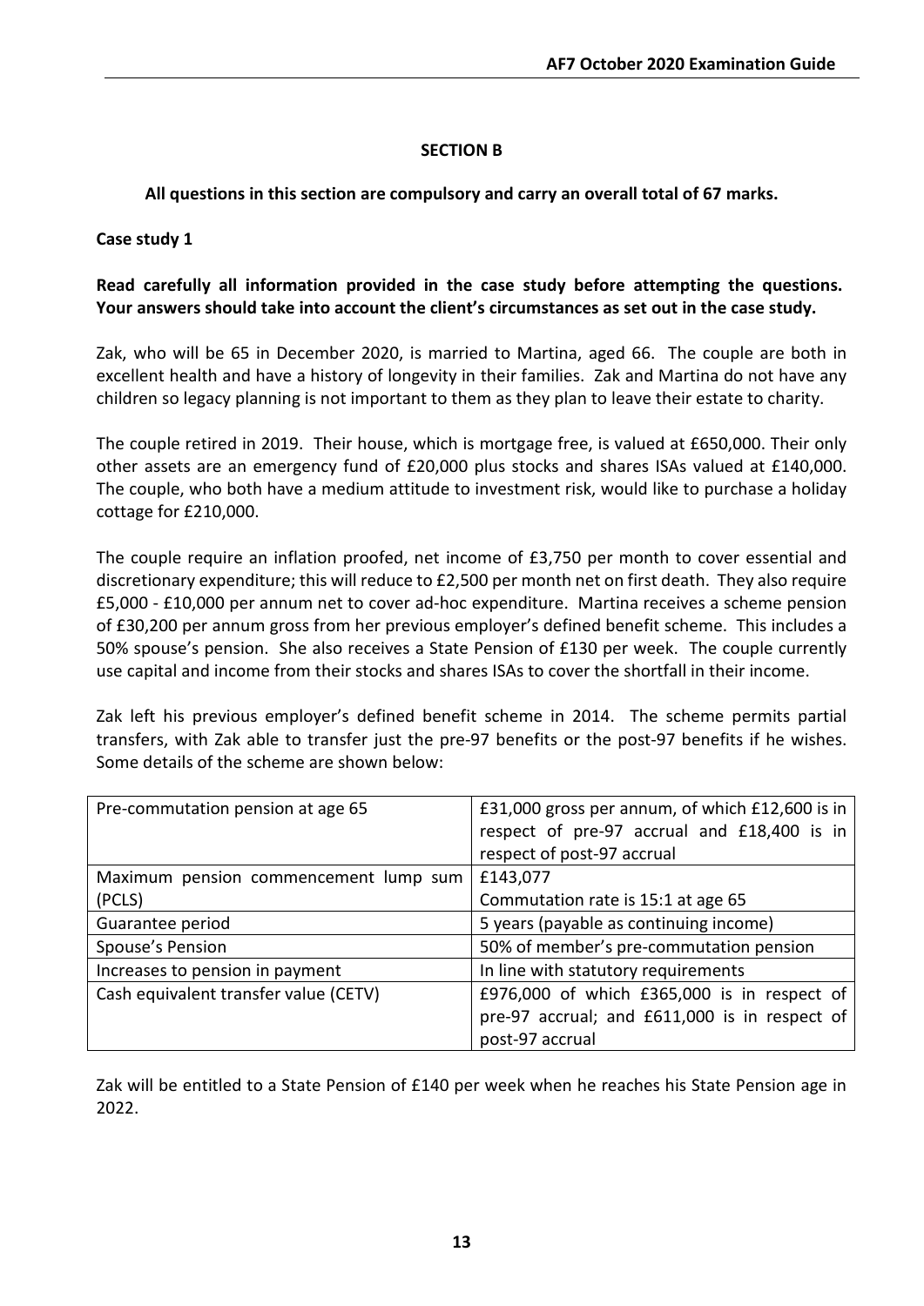## SECTION B

**All questions in this section are compulsory and carry an overall total of 67 marks.**

**Case study 1**

**Read carefully all information provided in the case study before attempting the questions. Your answers should take into account the client's circumstances as set out in the case study.**

Zak, who will be 65 in December 2020, is married to Martina, aged 66. The couple are both in excellent health and have a history of longevity in their families. Zak and Martina do not have any children so legacy planning is not important to them as they plan to leave their estate to charity.

The couple retired in 2019. Their house, which is mortgage free, is valued at £650,000. Their only other assets are an emergency fund of £20,000 plus stocks and shares ISAs valued at £140,000. The couple, who both have a medium attitude to investment risk, would like to purchase a holiday cottage for £210,000.

The couple require an inflation proofed, net income of £3,750 per month to cover essential and discretionary expenditure; this will reduce to £2,500 per month net on first death. They also require £5,000 - £10,000 per annum net to cover ad-hoc expenditure. Martina receives a scheme pension of £30,200 per annum gross from her previous employer's defined benefit scheme. This includes a 50% spouse's pension. She also receives a State Pension of £130 per week. The couple currently use capital and income from their stocks and shares ISAs to cover the shortfall in their income.

Zak left his previous employer's defined benefit scheme in 2014. The scheme permits partial transfers, with Zak able to transfer just the pre-97 benefits or the post-97 benefits if he wishes. Some details of the scheme are shown below:

| | |
|---|---|
| Pre-commutation pension at age 65 | £31,000 gross per annum, of which £12,600 is in respect of pre-97 accrual and £18,400 is in respect of post-97 accrual |
| Maximum pension commencement lump sum (PCLS) | £143,077<br>Commutation rate is 15:1 at age 65 |
| Guarantee period | 5 years (payable as continuing income) |
| Spouse's Pension | 50% of member's pre-commutation pension |
| Increases to pension in payment | In line with statutory requirements |
| Cash equivalent transfer value (CETV) | £976,000 of which £365,000 is in respect of pre-97 accrual; and £611,000 is in respect of post-97 accrual |

Zak will be entitled to a State Pension of £140 per week when he reaches his State Pension age in 2022.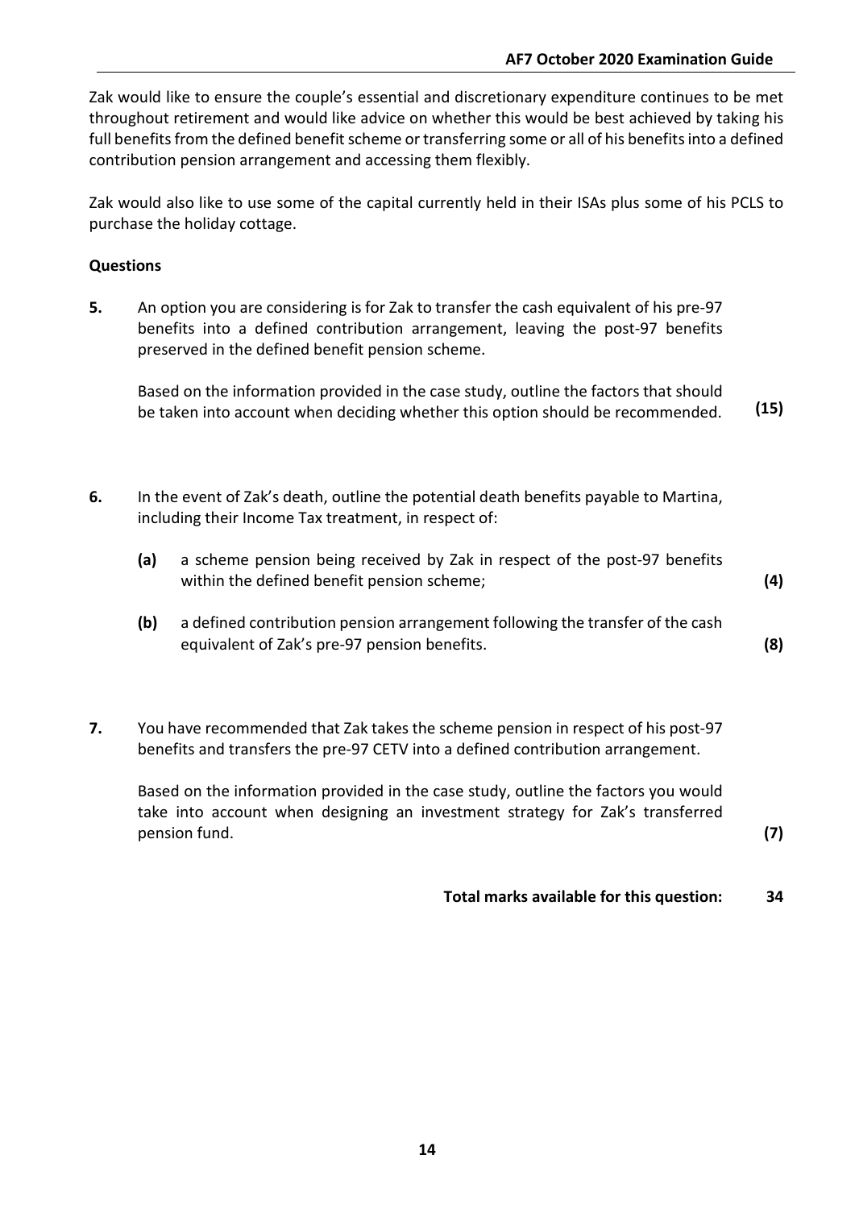Zak would like to ensure the couple's essential and discretionary expenditure continues to be met throughout retirement and would like advice on whether this would be best achieved by taking his full benefits from the defined benefit scheme or transferring some or all of his benefits into a defined contribution pension arrangement and accessing them flexibly.

Zak would also like to use some of the capital currently held in their ISAs plus some of his PCLS to purchase the holiday cottage.

**Questions**

**5.** An option you are considering is for Zak to transfer the cash equivalent of his pre-97 benefits into a defined contribution arrangement, leaving the post-97 benefits preserved in the defined benefit pension scheme.

Based on the information provided in the case study, outline the factors that should be taken into account when deciding whether this option should be recommended. **(15)**

**6.** In the event of Zak's death, outline the potential death benefits payable to Martina, including their Income Tax treatment, in respect of:

**(a)** a scheme pension being received by Zak in respect of the post-97 benefits within the defined benefit pension scheme; **(4)**

**(b)** a defined contribution pension arrangement following the transfer of the cash equivalent of Zak's pre-97 pension benefits. **(8)**

**7.** You have recommended that Zak takes the scheme pension in respect of his post-97 benefits and transfers the pre-97 CETV into a defined contribution arrangement.

Based on the information provided in the case study, outline the factors you would take into account when designing an investment strategy for Zak's transferred pension fund. **(7)**

**Total marks available for this question: 34**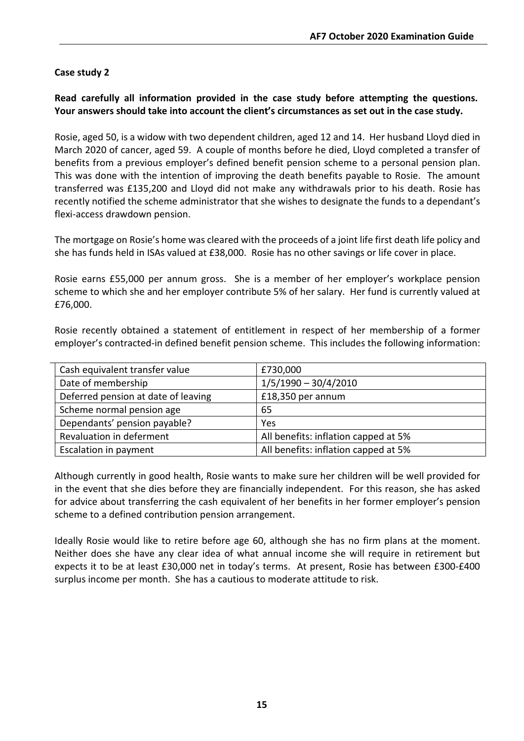**Case study 2**

**Read carefully all information provided in the case study before attempting the questions. Your answers should take into account the client's circumstances as set out in the case study.**

Rosie, aged 50, is a widow with two dependent children, aged 12 and 14. Her husband Lloyd died in March 2020 of cancer, aged 59. A couple of months before he died, Lloyd completed a transfer of benefits from a previous employer's defined benefit pension scheme to a personal pension plan. This was done with the intention of improving the death benefits payable to Rosie. The amount transferred was £135,200 and Lloyd did not make any withdrawals prior to his death. Rosie has recently notified the scheme administrator that she wishes to designate the funds to a dependant's flexi-access drawdown pension.

The mortgage on Rosie's home was cleared with the proceeds of a joint life first death life policy and she has funds held in ISAs valued at £38,000. Rosie has no other savings or life cover in place.

Rosie earns £55,000 per annum gross. She is a member of her employer's workplace pension scheme to which she and her employer contribute 5% of her salary. Her fund is currently valued at £76,000.

Rosie recently obtained a statement of entitlement in respect of her membership of a former employer's contracted-in defined benefit pension scheme. This includes the following information:

| | |
|---|---|
| Cash equivalent transfer value | £730,000 |
| Date of membership | 1/5/1990 – 30/4/2010 |
| Deferred pension at date of leaving | £18,350 per annum |
| Scheme normal pension age | 65 |
| Dependants' pension payable? | Yes |
| Revaluation in deferment | All benefits: inflation capped at 5% |
| Escalation in payment | All benefits: inflation capped at 5% |

Although currently in good health, Rosie wants to make sure her children will be well provided for in the event that she dies before they are financially independent. For this reason, she has asked for advice about transferring the cash equivalent of her benefits in her former employer's pension scheme to a defined contribution pension arrangement.

Ideally Rosie would like to retire before age 60, although she has no firm plans at the moment. Neither does she have any clear idea of what annual income she will require in retirement but expects it to be at least £30,000 net in today's terms. At present, Rosie has between £300-£400 surplus income per month. She has a cautious to moderate attitude to risk.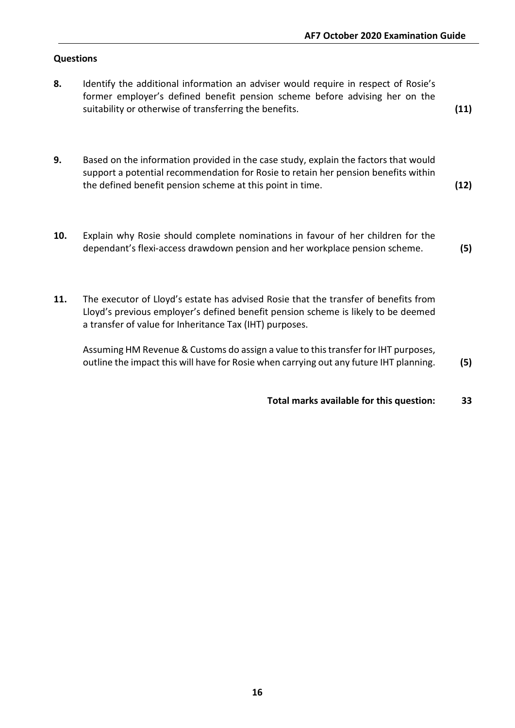## Questions

**8.** Identify the additional information an adviser would require in respect of Rosie's former employer's defined benefit pension scheme before advising her on the suitability or otherwise of transferring the benefits. **(11)**

**9.** Based on the information provided in the case study, explain the factors that would support a potential recommendation for Rosie to retain her pension benefits within the defined benefit pension scheme at this point in time. **(12)**

**10.** Explain why Rosie should complete nominations in favour of her children for the dependant's flexi-access drawdown pension and her workplace pension scheme. **(5)**

**11.** The executor of Lloyd's estate has advised Rosie that the transfer of benefits from Lloyd's previous employer's defined benefit pension scheme is likely to be deemed a transfer of value for Inheritance Tax (IHT) purposes.

Assuming HM Revenue & Customs do assign a value to this transfer for IHT purposes, outline the impact this will have for Rosie when carrying out any future IHT planning. **(5)**

**Total marks available for this question: 33**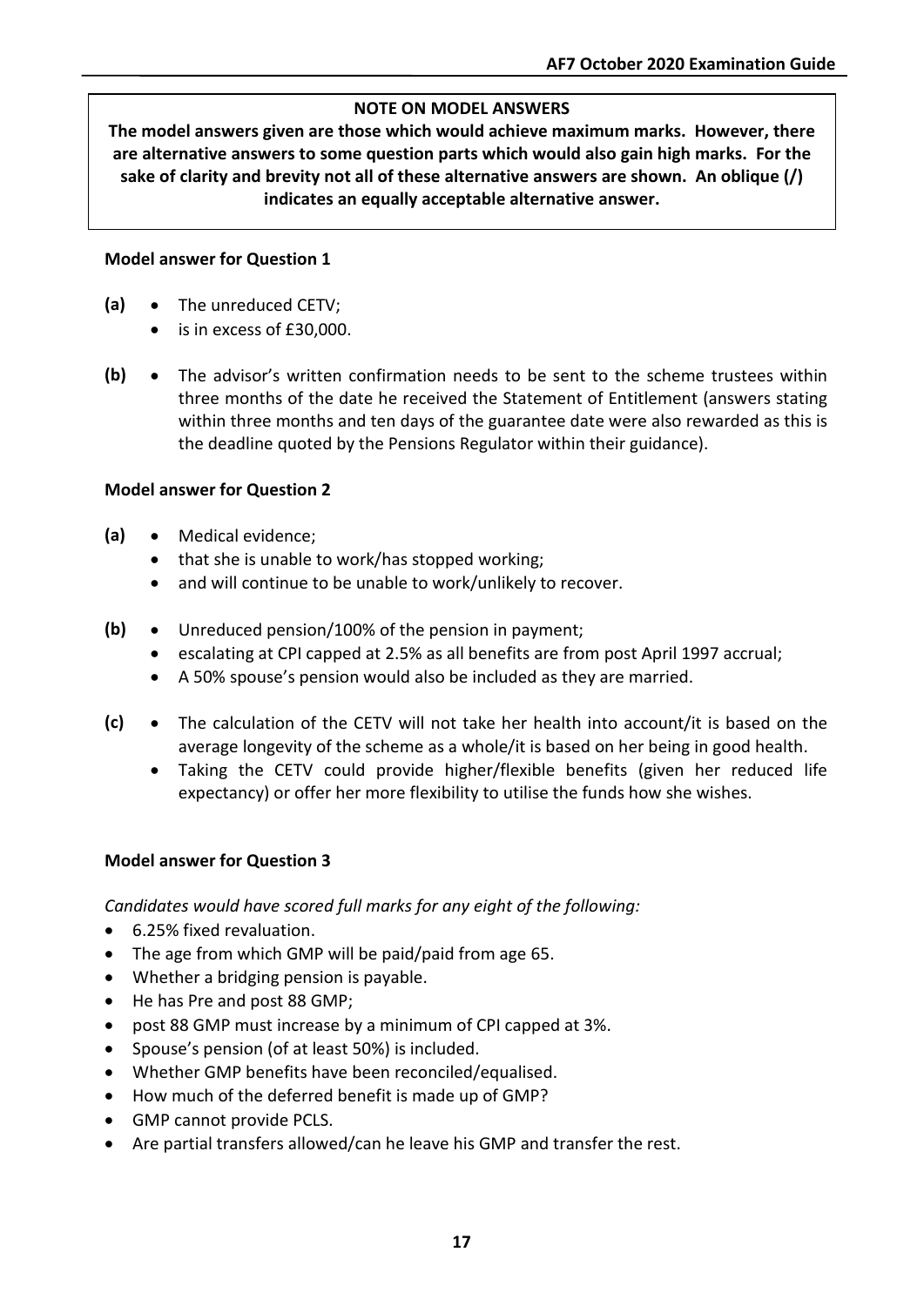**NOTE ON MODEL ANSWERS**

**The model answers given are those which would achieve maximum marks. However, there are alternative answers to some question parts which would also gain high marks. For the sake of clarity and brevity not all of these alternative answers are shown. An oblique (/) indicates an equally acceptable alternative answer.**

**Model answer for Question 1**

**(a)**
- The unreduced CETV;
- is in excess of £30,000.

**(b)**
- The advisor's written confirmation needs to be sent to the scheme trustees within three months of the date he received the Statement of Entitlement (answers stating within three months and ten days of the guarantee date were also rewarded as this is the deadline quoted by the Pensions Regulator within their guidance).

**Model answer for Question 2**

**(a)**
- Medical evidence;
- that she is unable to work/has stopped working;
- and will continue to be unable to work/unlikely to recover.

**(b)**
- Unreduced pension/100% of the pension in payment;
- escalating at CPI capped at 2.5% as all benefits are from post April 1997 accrual;
- A 50% spouse's pension would also be included as they are married.

**(c)**
- The calculation of the CETV will not take her health into account/it is based on the average longevity of the scheme as a whole/it is based on her being in good health.
- Taking the CETV could provide higher/flexible benefits (given her reduced life expectancy) or offer her more flexibility to utilise the funds how she wishes.

**Model answer for Question 3**

*Candidates would have scored full marks for any eight of the following:*

- 6.25% fixed revaluation.
- The age from which GMP will be paid/paid from age 65.
- Whether a bridging pension is payable.
- He has Pre and post 88 GMP;
- post 88 GMP must increase by a minimum of CPI capped at 3%.
- Spouse's pension (of at least 50%) is included.
- Whether GMP benefits have been reconciled/equalised.
- How much of the deferred benefit is made up of GMP?
- GMP cannot provide PCLS.
- Are partial transfers allowed/can he leave his GMP and transfer the rest.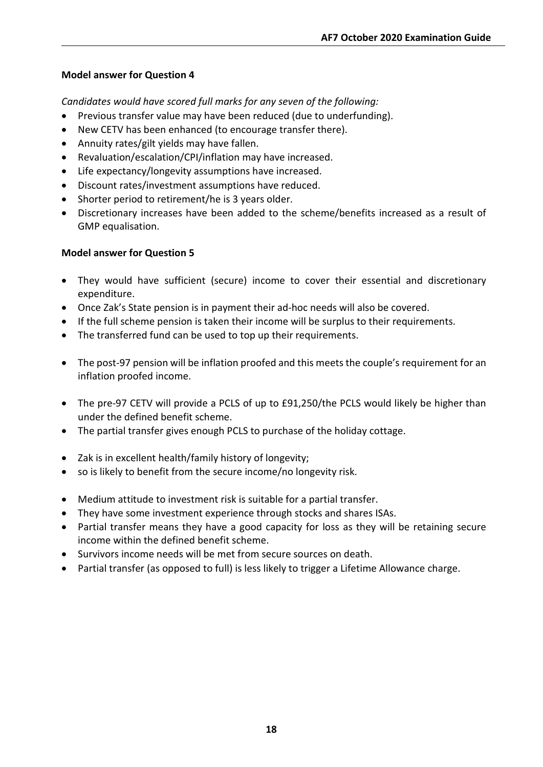**Model answer for Question 4**

*Candidates would have scored full marks for any seven of the following:*

- Previous transfer value may have been reduced (due to underfunding).
- New CETV has been enhanced (to encourage transfer there).
- Annuity rates/gilt yields may have fallen.
- Revaluation/escalation/CPI/inflation may have increased.
- Life expectancy/longevity assumptions have increased.
- Discount rates/investment assumptions have reduced.
- Shorter period to retirement/he is 3 years older.
- Discretionary increases have been added to the scheme/benefits increased as a result of GMP equalisation.

**Model answer for Question 5**

- They would have sufficient (secure) income to cover their essential and discretionary expenditure.
- Once Zak's State pension is in payment their ad-hoc needs will also be covered.
- If the full scheme pension is taken their income will be surplus to their requirements.
- The transferred fund can be used to top up their requirements.

- The post-97 pension will be inflation proofed and this meets the couple's requirement for an inflation proofed income.

- The pre-97 CETV will provide a PCLS of up to £91,250/the PCLS would likely be higher than under the defined benefit scheme.
- The partial transfer gives enough PCLS to purchase of the holiday cottage.

- Zak is in excellent health/family history of longevity;
- so is likely to benefit from the secure income/no longevity risk.

- Medium attitude to investment risk is suitable for a partial transfer.
- They have some investment experience through stocks and shares ISAs.
- Partial transfer means they have a good capacity for loss as they will be retaining secure income within the defined benefit scheme.
- Survivors income needs will be met from secure sources on death.
- Partial transfer (as opposed to full) is less likely to trigger a Lifetime Allowance charge.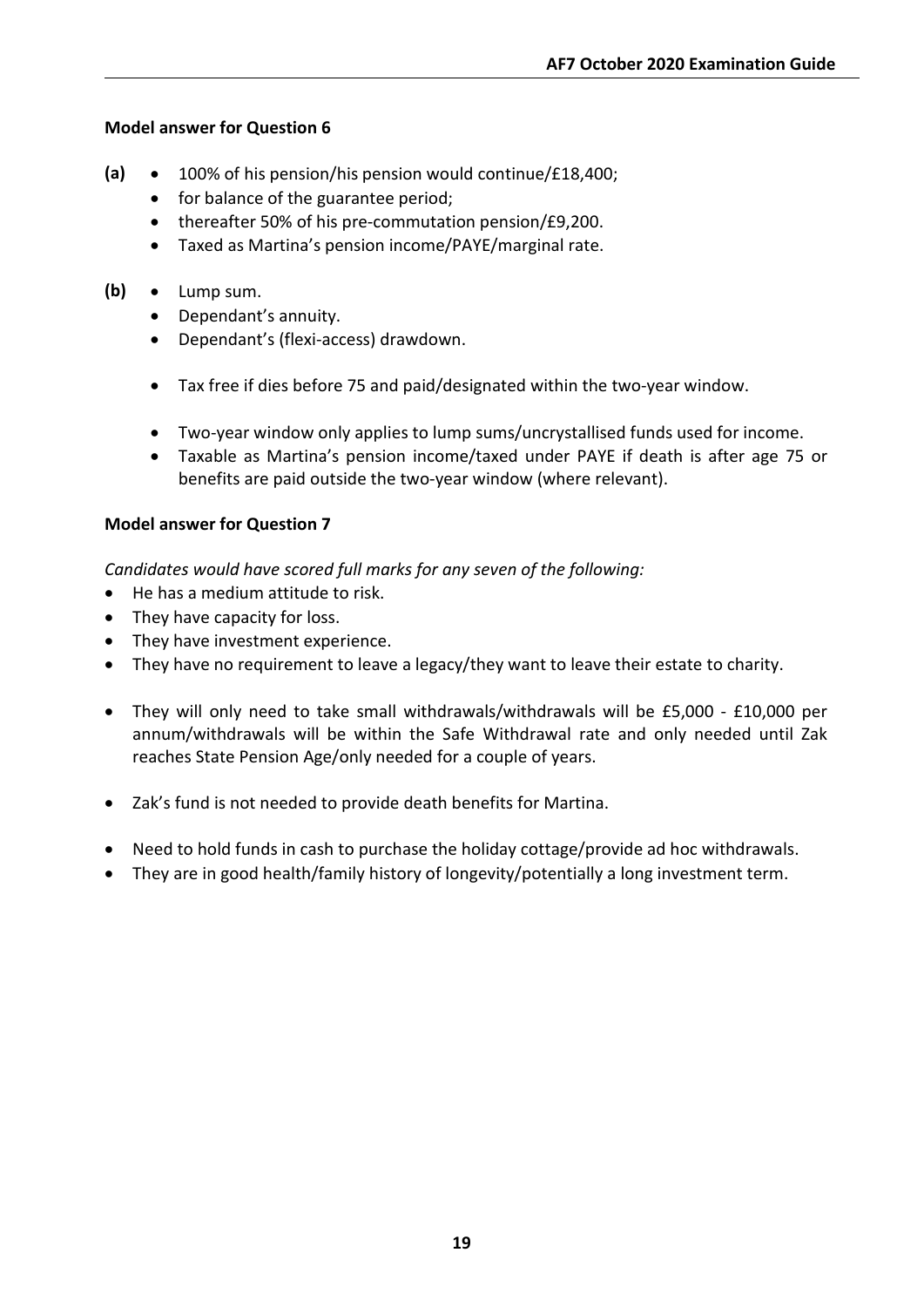**Model answer for Question 6**

**(a)**

- 100% of his pension/his pension would continue/£18,400;
- for balance of the guarantee period;
- thereafter 50% of his pre-commutation pension/£9,200.
- Taxed as Martina's pension income/PAYE/marginal rate.

**(b)**

- Lump sum.
- Dependant's annuity.
- Dependant's (flexi-access) drawdown.

- Tax free if dies before 75 and paid/designated within the two-year window.

- Two-year window only applies to lump sums/uncrystallised funds used for income.
- Taxable as Martina's pension income/taxed under PAYE if death is after age 75 or benefits are paid outside the two-year window (where relevant).

**Model answer for Question 7**

*Candidates would have scored full marks for any seven of the following:*

- He has a medium attitude to risk.
- They have capacity for loss.
- They have investment experience.
- They have no requirement to leave a legacy/they want to leave their estate to charity.

- They will only need to take small withdrawals/withdrawals will be £5,000 - £10,000 per annum/withdrawals will be within the Safe Withdrawal rate and only needed until Zak reaches State Pension Age/only needed for a couple of years.

- Zak's fund is not needed to provide death benefits for Martina.

- Need to hold funds in cash to purchase the holiday cottage/provide ad hoc withdrawals.
- They are in good health/family history of longevity/potentially a long investment term.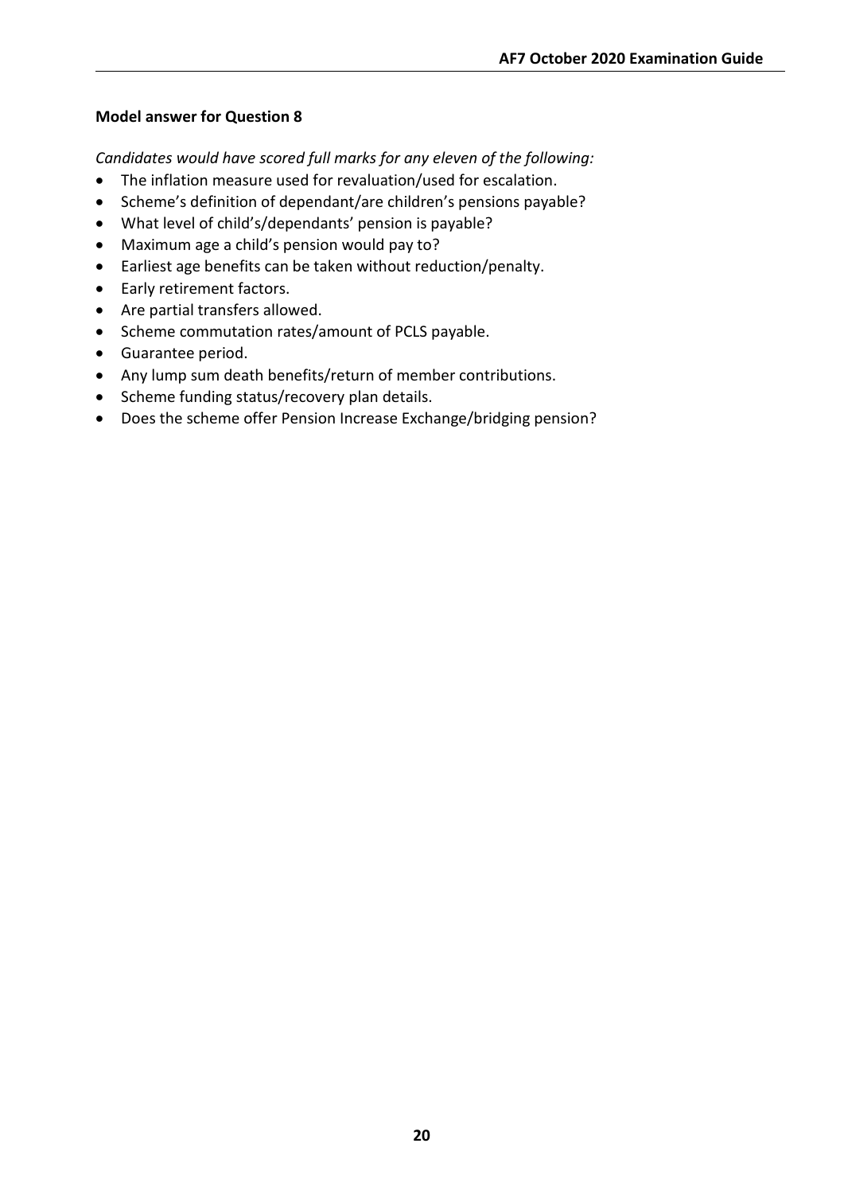**Model answer for Question 8**

*Candidates would have scored full marks for any eleven of the following:*

- The inflation measure used for revaluation/used for escalation.
- Scheme's definition of dependant/are children's pensions payable?
- What level of child's/dependants' pension is payable?
- Maximum age a child's pension would pay to?
- Earliest age benefits can be taken without reduction/penalty.
- Early retirement factors.
- Are partial transfers allowed.
- Scheme commutation rates/amount of PCLS payable.
- Guarantee period.
- Any lump sum death benefits/return of member contributions.
- Scheme funding status/recovery plan details.
- Does the scheme offer Pension Increase Exchange/bridging pension?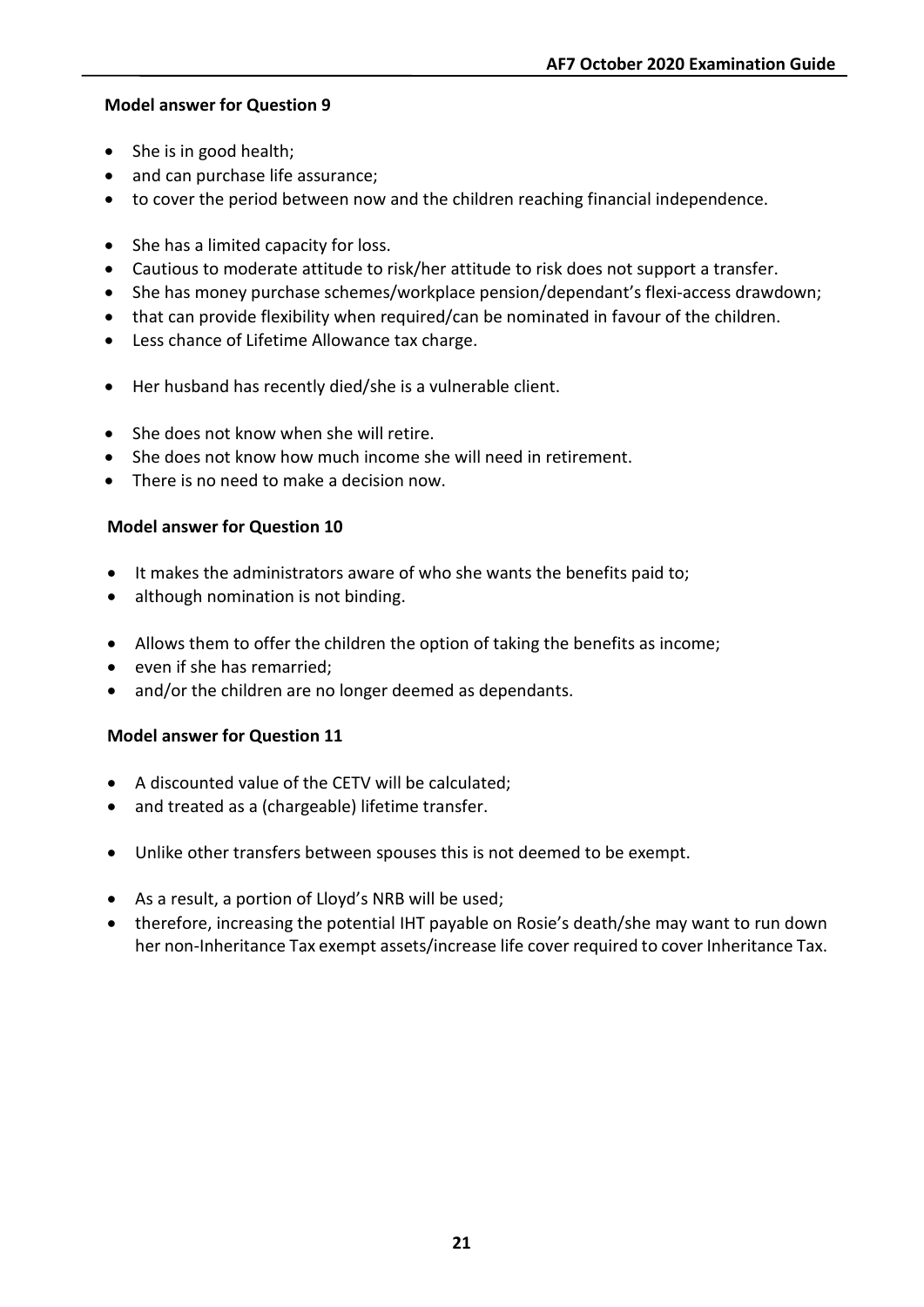**Model answer for Question 9**

- She is in good health;
- and can purchase life assurance;
- to cover the period between now and the children reaching financial independence.

- She has a limited capacity for loss.
- Cautious to moderate attitude to risk/her attitude to risk does not support a transfer.
- She has money purchase schemes/workplace pension/dependant's flexi-access drawdown;
- that can provide flexibility when required/can be nominated in favour of the children.
- Less chance of Lifetime Allowance tax charge.

- Her husband has recently died/she is a vulnerable client.

- She does not know when she will retire.
- She does not know how much income she will need in retirement.
- There is no need to make a decision now.

**Model answer for Question 10**

- It makes the administrators aware of who she wants the benefits paid to;
- although nomination is not binding.

- Allows them to offer the children the option of taking the benefits as income;
- even if she has remarried;
- and/or the children are no longer deemed as dependants.

**Model answer for Question 11**

- A discounted value of the CETV will be calculated;
- and treated as a (chargeable) lifetime transfer.

- Unlike other transfers between spouses this is not deemed to be exempt.

- As a result, a portion of Lloyd's NRB will be used;
- therefore, increasing the potential IHT payable on Rosie's death/she may want to run down her non-Inheritance Tax exempt assets/increase life cover required to cover Inheritance Tax.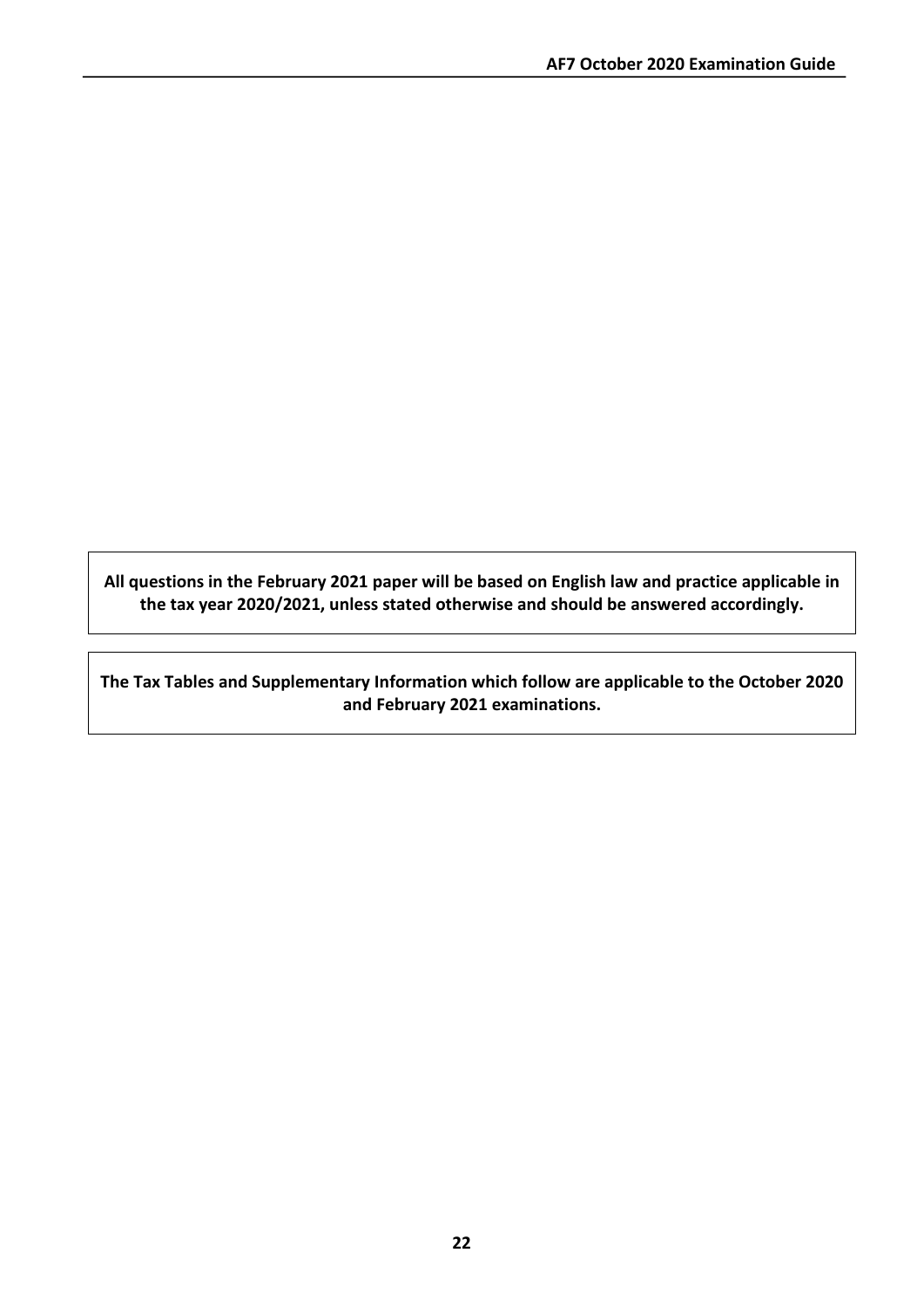**All questions in the February 2021 paper will be based on English law and practice applicable in the tax year 2020/2021, unless stated otherwise and should be answered accordingly.**

**The Tax Tables and Supplementary Information which follow are applicable to the October 2020 and February 2021 examinations.**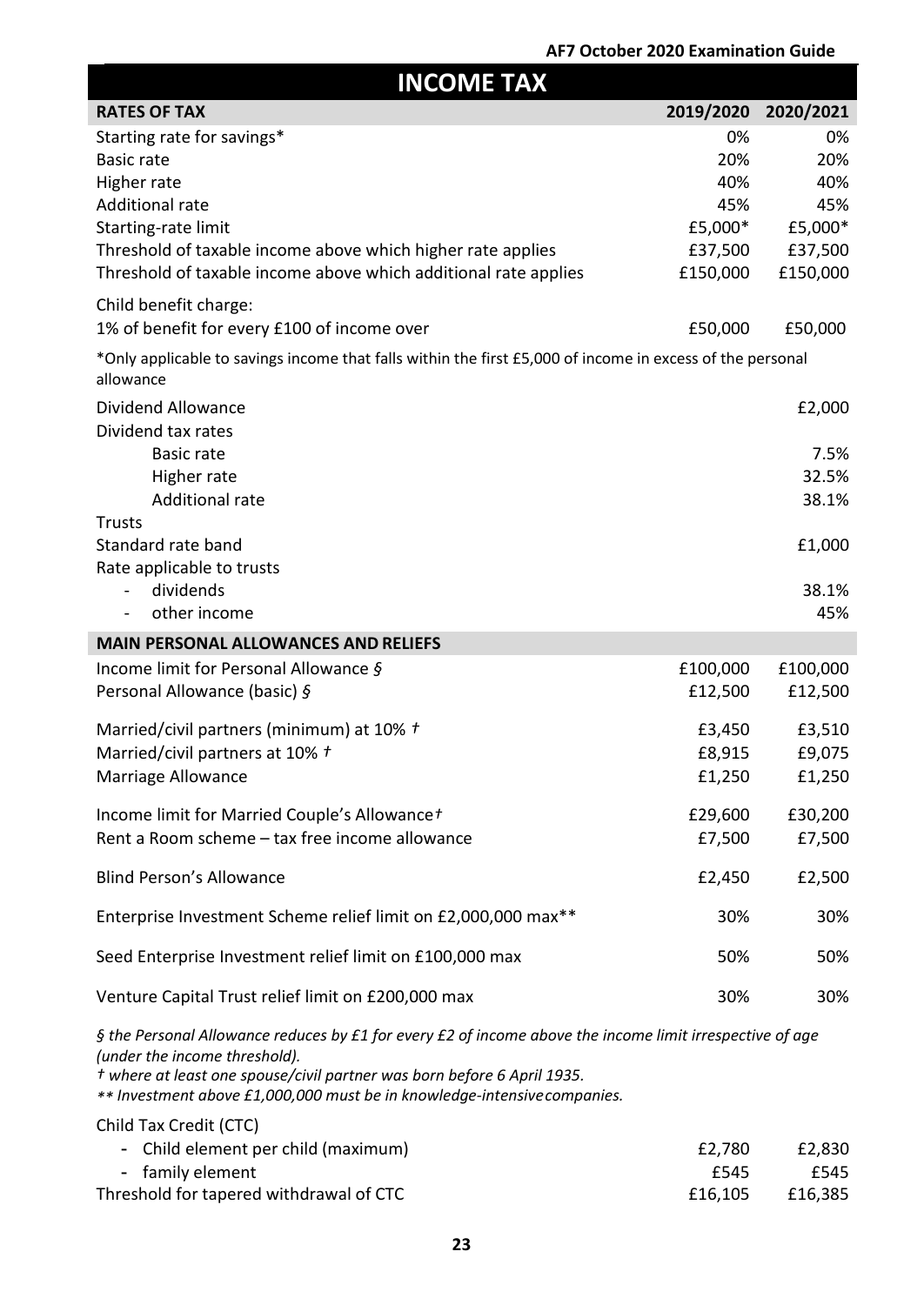# INCOME TAX

| RATES OF TAX | 2019/2020 | 2020/2021 |
|---|---|---|
| Starting rate for savings* | 0% | 0% |
| Basic rate | 20% | 20% |
| Higher rate | 40% | 40% |
| Additional rate | 45% | 45% |
| Starting-rate limit | £5,000* | £5,000* |
| Threshold of taxable income above which higher rate applies | £37,500 | £37,500 |
| Threshold of taxable income above which additional rate applies | £150,000 | £150,000 |
| Child benefit charge: | | |
| 1% of benefit for every £100 of income over | £50,000 | £50,000 |

*Only applicable to savings income that falls within the first £5,000 of income in excess of the personal allowance

| | | |
|---|---|---|
| Dividend Allowance | | £2,000 |
| Dividend tax rates | | |
| Basic rate | | 7.5% |
| Higher rate | | 32.5% |
| Additional rate | | 38.1% |
| Trusts | | |
| Standard rate band | | £1,000 |
| Rate applicable to trusts | | |
| - dividends | | 38.1% |
| - other income | | 45% |

| MAIN PERSONAL ALLOWANCES AND RELIEFS | 2019/2020 | 2020/2021 |
|---|---|---|
| Income limit for Personal Allowance § | £100,000 | £100,000 |
| Personal Allowance (basic) § | £12,500 | £12,500 |
| Married/civil partners (minimum) at 10% † | £3,450 | £3,510 |
| Married/civil partners at 10% † | £8,915 | £9,075 |
| Marriage Allowance | £1,250 | £1,250 |
| Income limit for Married Couple's Allowance† | £29,600 | £30,200 |
| Rent a Room scheme – tax free income allowance | £7,500 | £7,500 |
| Blind Person's Allowance | £2,450 | £2,500 |
| Enterprise Investment Scheme relief limit on £2,000,000 max** | 30% | 30% |
| Seed Enterprise Investment relief limit on £100,000 max | 50% | 50% |
| Venture Capital Trust relief limit on £200,000 max | 30% | 30% |

*§ the Personal Allowance reduces by £1 for every £2 of income above the income limit irrespective of age (under the income threshold).*
*† where at least one spouse/civil partner was born before 6 April 1935.*
*\*\* Investment above £1,000,000 must be in knowledge-intensive companies.*

| | 2019/2020 | 2020/2021 |
|---|---|---|
| Child Tax Credit (CTC) | | |
| - Child element per child (maximum) | £2,780 | £2,830 |
| - family element | £545 | £545 |
| Threshold for tapered withdrawal of CTC | £16,105 | £16,385 |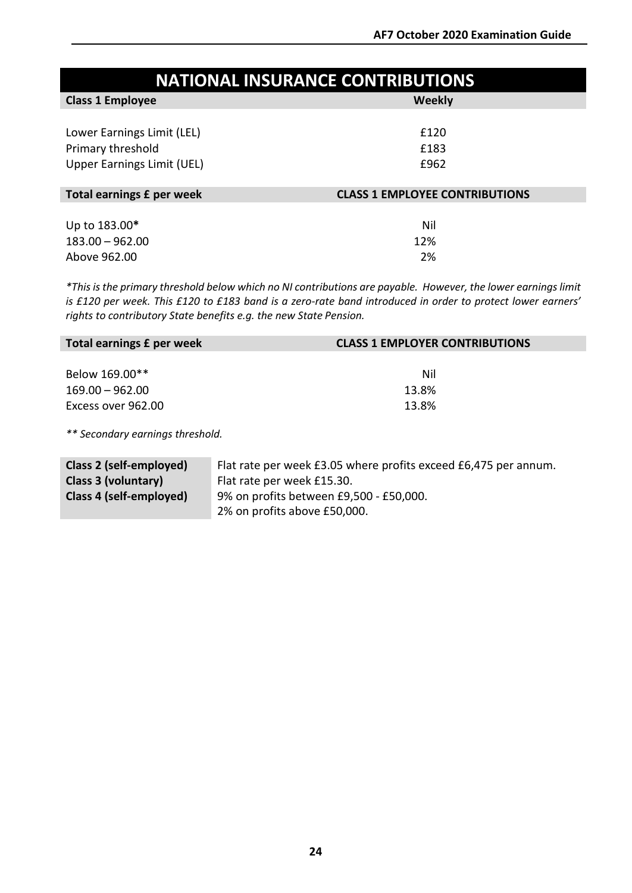# NATIONAL INSURANCE CONTRIBUTIONS

| Class 1 Employee | Weekly |
|---|---|
| Lower Earnings Limit (LEL) | £120 |
| Primary threshold | £183 |
| Upper Earnings Limit (UEL) | £962 |

| Total earnings £ per week | CLASS 1 EMPLOYEE CONTRIBUTIONS |
|---|---|
| Up to 183.00* | Nil |
| 183.00 – 962.00 | 12% |
| Above 962.00 | 2% |

*\*This is the primary threshold below which no NI contributions are payable. However, the lower earnings limit is £120 per week. This £120 to £183 band is a zero-rate band introduced in order to protect lower earners' rights to contributory State benefits e.g. the new State Pension.*

| Total earnings £ per week | CLASS 1 EMPLOYER CONTRIBUTIONS |
|---|---|
| Below 169.00** | Nil |
| 169.00 – 962.00 | 13.8% |
| Excess over 962.00 | 13.8% |

*\*\* Secondary earnings threshold.*

| | |
|---|---|
| **Class 2 (self-employed)** | Flat rate per week £3.05 where profits exceed £6,475 per annum. |
| **Class 3 (voluntary)** | Flat rate per week £15.30. |
| **Class 4 (self-employed)** | 9% on profits between £9,500 - £50,000.<br>2% on profits above £50,000. |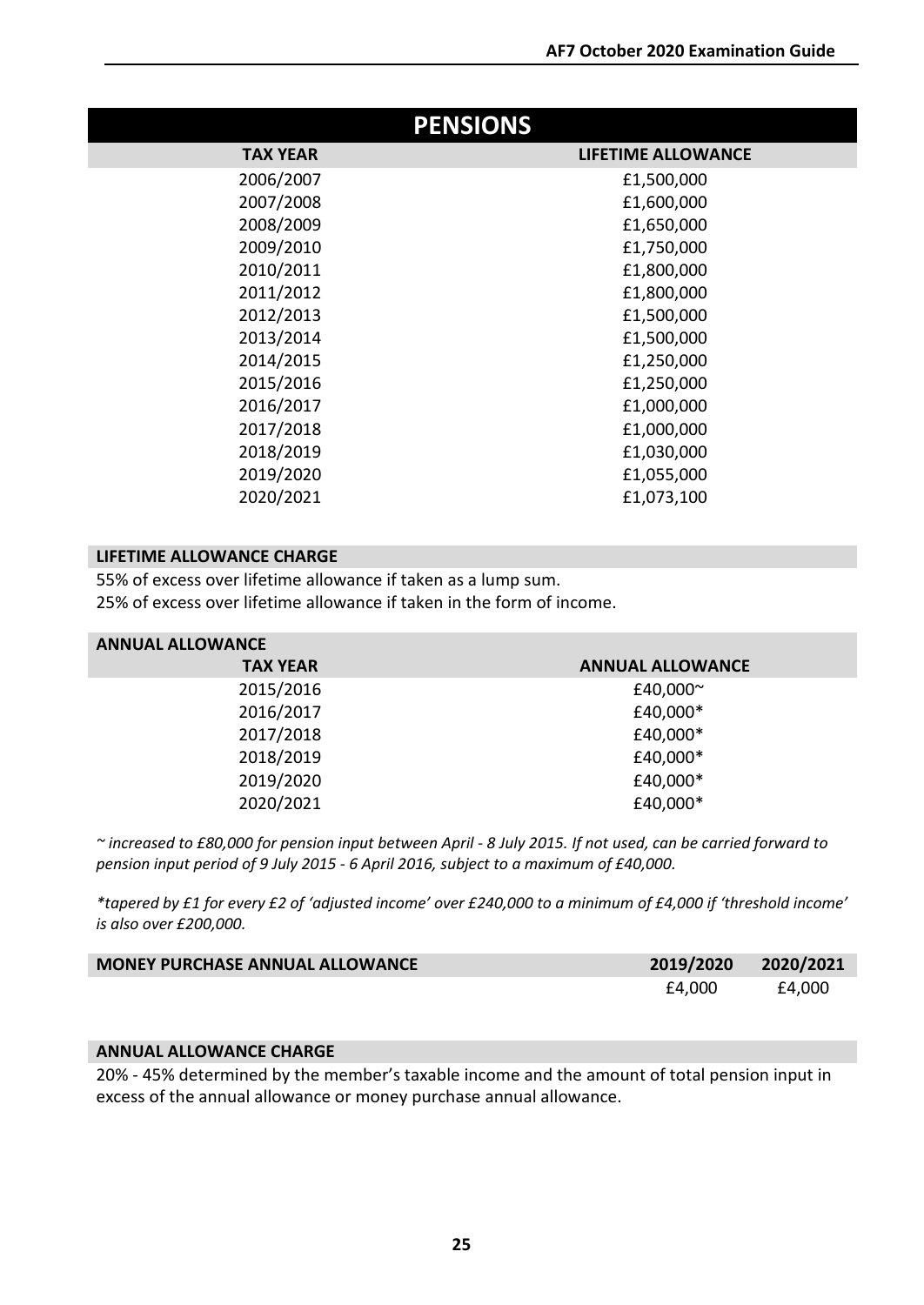# PENSIONS

| TAX YEAR | LIFETIME ALLOWANCE |
|---|---|
| 2006/2007 | £1,500,000 |
| 2007/2008 | £1,600,000 |
| 2008/2009 | £1,650,000 |
| 2009/2010 | £1,750,000 |
| 2010/2011 | £1,800,000 |
| 2011/2012 | £1,800,000 |
| 2012/2013 | £1,500,000 |
| 2013/2014 | £1,500,000 |
| 2014/2015 | £1,250,000 |
| 2015/2016 | £1,250,000 |
| 2016/2017 | £1,000,000 |
| 2017/2018 | £1,000,000 |
| 2018/2019 | £1,030,000 |
| 2019/2020 | £1,055,000 |
| 2020/2021 | £1,073,100 |

## LIFETIME ALLOWANCE CHARGE

55% of excess over lifetime allowance if taken as a lump sum.
25% of excess over lifetime allowance if taken in the form of income.

## ANNUAL ALLOWANCE

| TAX YEAR | ANNUAL ALLOWANCE |
|---|---|
| 2015/2016 | £40,000~ |
| 2016/2017 | £40,000* |
| 2017/2018 | £40,000* |
| 2018/2019 | £40,000* |
| 2019/2020 | £40,000* |
| 2020/2021 | £40,000* |

*~ increased to £80,000 for pension input between April - 8 July 2015. If not used, can be carried forward to pension input period of 9 July 2015 - 6 April 2016, subject to a maximum of £40,000.*

*\*tapered by £1 for every £2 of 'adjusted income' over £240,000 to a minimum of £4,000 if 'threshold income' is also over £200,000.*

| MONEY PURCHASE ANNUAL ALLOWANCE | 2019/2020 | 2020/2021 |
|---|---|---|
| | £4,000 | £4,000 |

## ANNUAL ALLOWANCE CHARGE

20% - 45% determined by the member's taxable income and the amount of total pension input in excess of the annual allowance or money purchase annual allowance.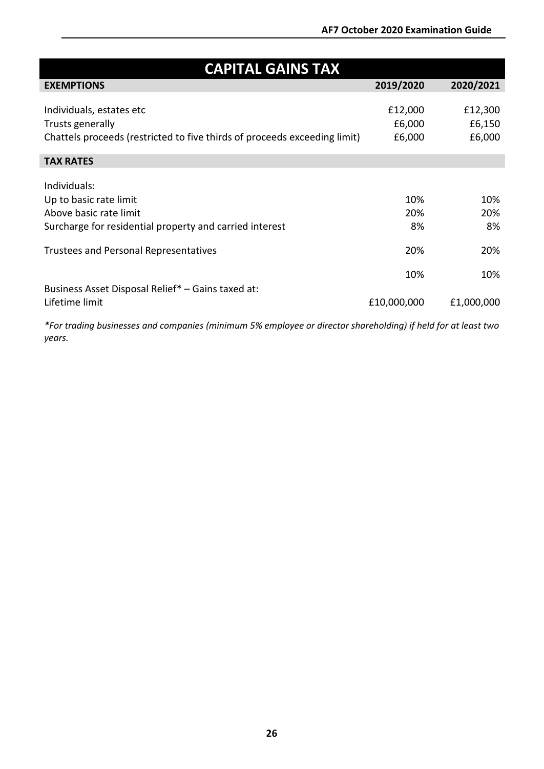# CAPITAL GAINS TAX

| EXEMPTIONS | 2019/2020 | 2020/2021 |
|---|---|---|
| Individuals, estates etc | £12,000 | £12,300 |
| Trusts generally | £6,000 | £6,150 |
| Chattels proceeds (restricted to five thirds of proceeds exceeding limit) | £6,000 | £6,000 |

| TAX RATES | | |
|---|---|---|
| Individuals: | | |
| Up to basic rate limit | 10% | 10% |
| Above basic rate limit | 20% | 20% |
| Surcharge for residential property and carried interest | 8% | 8% |
| Trustees and Personal Representatives | 20% | 20% |
| | 10% | 10% |
| Business Asset Disposal Relief* – Gains taxed at: | | |
| Lifetime limit | £10,000,000 | £1,000,000 |

*\*For trading businesses and companies (minimum 5% employee or director shareholding) if held for at least two years.*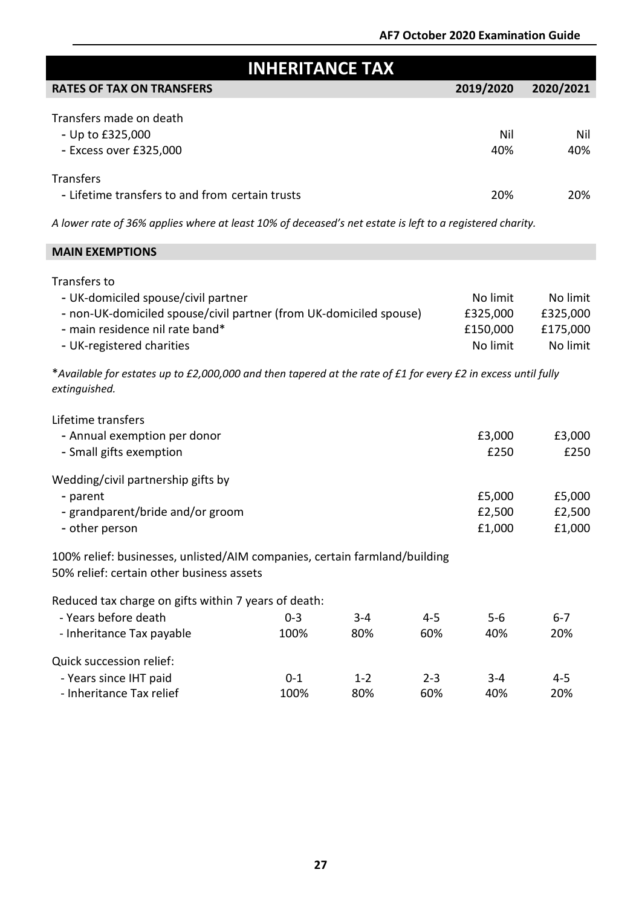# INHERITANCE TAX

| RATES OF TAX ON TRANSFERS | 2019/2020 | 2020/2021 |
|---|---|---|
| Transfers made on death | | |
| - Up to £325,000 | Nil | Nil |
| - Excess over £325,000 | 40% | 40% |
| Transfers | | |
| - Lifetime transfers to and from certain trusts | 20% | 20% |

*A lower rate of 36% applies where at least 10% of deceased's net estate is left to a registered charity.*

| MAIN EXEMPTIONS | | |
|---|---|---|
| Transfers to | | |
| - UK-domiciled spouse/civil partner | No limit | No limit |
| - non-UK-domiciled spouse/civil partner (from UK-domiciled spouse) | £325,000 | £325,000 |
| - main residence nil rate band* | £150,000 | £175,000 |
| - UK-registered charities | No limit | No limit |

\**Available for estates up to £2,000,000 and then tapered at the rate of £1 for every £2 in excess until fully extinguished.*

| | | |
|---|---|---|
| Lifetime transfers | | |
| - Annual exemption per donor | £3,000 | £3,000 |
| - Small gifts exemption | £250 | £250 |
| Wedding/civil partnership gifts by | | |
| - parent | £5,000 | £5,000 |
| - grandparent/bride and/or groom | £2,500 | £2,500 |
| - other person | £1,000 | £1,000 |

100% relief: businesses, unlisted/AIM companies, certain farmland/building
50% relief: certain other business assets

| Reduced tax charge on gifts within 7 years of death: | | | | | |
|---|---|---|---|---|---|
| - Years before death | 0-3 | 3-4 | 4-5 | 5-6 | 6-7 |
| - Inheritance Tax payable | 100% | 80% | 60% | 40% | 20% |

| Quick succession relief: | | | | | |
|---|---|---|---|---|---|
| - Years since IHT paid | 0-1 | 1-2 | 2-3 | 3-4 | 4-5 |
| - Inheritance Tax relief | 100% | 80% | 60% | 40% | 20% |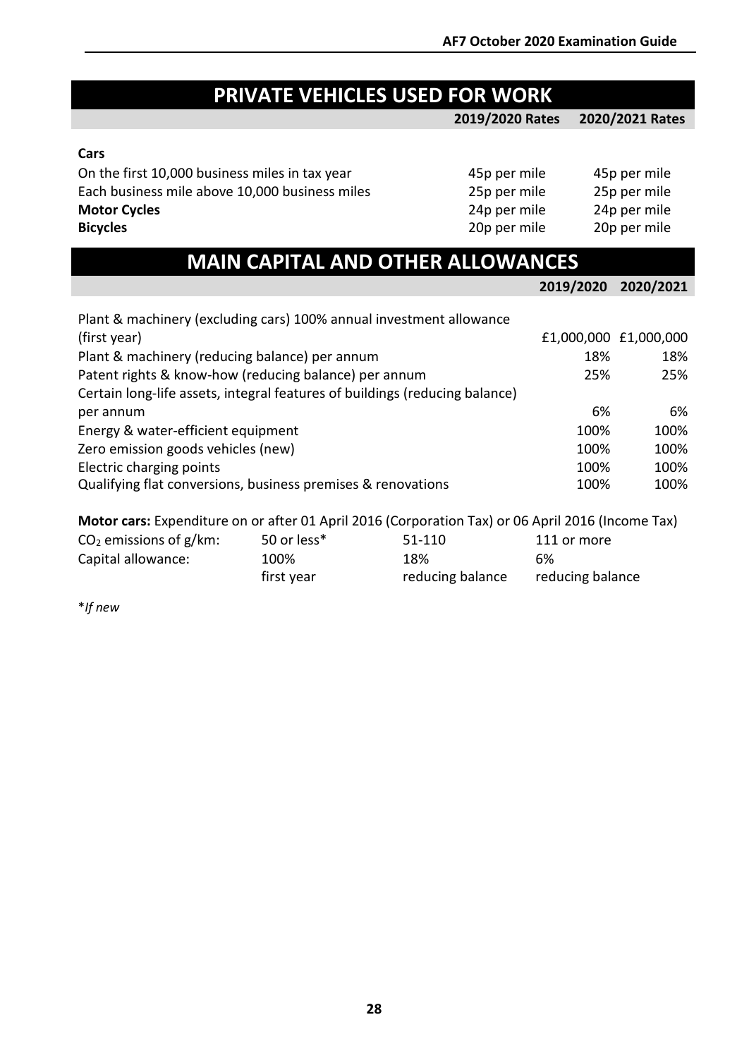# PRIVATE VEHICLES USED FOR WORK

| | 2019/2020 Rates | 2020/2021 Rates |
|---|---|---|
| **Cars** | | |
| On the first 10,000 business miles in tax year | 45p per mile | 45p per mile |
| Each business mile above 10,000 business miles | 25p per mile | 25p per mile |
| **Motor Cycles** | 24p per mile | 24p per mile |
| **Bicycles** | 20p per mile | 20p per mile |

# MAIN CAPITAL AND OTHER ALLOWANCES

| | 2019/2020 | 2020/2021 |
|---|---|---|
| Plant & machinery (excluding cars) 100% annual investment allowance (first year) | £1,000,000 | £1,000,000 |
| Plant & machinery (reducing balance) per annum | 18% | 18% |
| Patent rights & know-how (reducing balance) per annum | 25% | 25% |
| Certain long-life assets, integral features of buildings (reducing balance) per annum | 6% | 6% |
| Energy & water-efficient equipment | 100% | 100% |
| Zero emission goods vehicles (new) | 100% | 100% |
| Electric charging points | 100% | 100% |
| Qualifying flat conversions, business premises & renovations | 100% | 100% |

**Motor cars:** Expenditure on or after 01 April 2016 (Corporation Tax) or 06 April 2016 (Income Tax)

| $CO_2$ emissions of g/km: | 50 or less* | 51-110 | 111 or more |
|---|---|---|---|
| Capital allowance: | 100% first year | 18% reducing balance | 6% reducing balance |

**If new*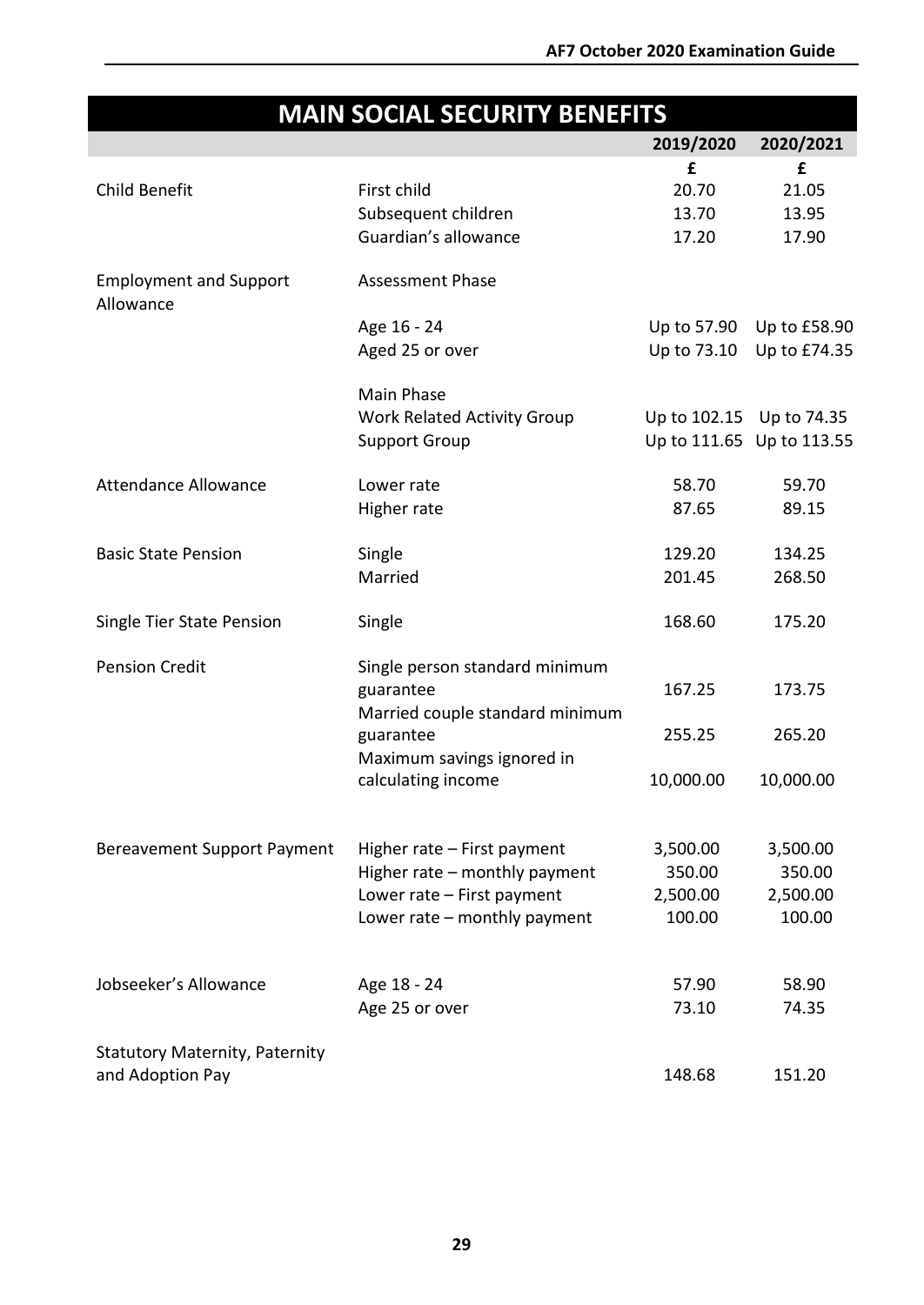## MAIN SOCIAL SECURITY BENEFITS

| | | 2019/2020 | 2020/2021 |
|---|---|---|---|
| | | £ | £ |
| Child Benefit | First child | 20.70 | 21.05 |
| | Subsequent children | 13.70 | 13.95 |
| | Guardian's allowance | 17.20 | 17.90 |
| Employment and Support Allowance | Assessment Phase | | |
| | Age 16 - 24 | Up to 57.90 | Up to £58.90 |
| | Aged 25 or over | Up to 73.10 | Up to £74.35 |
| | Main Phase | | |
| | Work Related Activity Group | Up to 102.15 | Up to 74.35 |
| | Support Group | Up to 111.65 | Up to 113.55 |
| Attendance Allowance | Lower rate | 58.70 | 59.70 |
| | Higher rate | 87.65 | 89.15 |
| Basic State Pension | Single | 129.20 | 134.25 |
| | Married | 201.45 | 268.50 |
| Single Tier State Pension | Single | 168.60 | 175.20 |
| Pension Credit | Single person standard minimum guarantee | 167.25 | 173.75 |
| | Married couple standard minimum guarantee | 255.25 | 265.20 |
| | Maximum savings ignored in calculating income | 10,000.00 | 10,000.00 |
| Bereavement Support Payment | Higher rate – First payment | 3,500.00 | 3,500.00 |
| | Higher rate – monthly payment | 350.00 | 350.00 |
| | Lower rate – First payment | 2,500.00 | 2,500.00 |
| | Lower rate – monthly payment | 100.00 | 100.00 |
| Jobseeker's Allowance | Age 18 - 24 | 57.90 | 58.90 |
| | Age 25 or over | 73.10 | 74.35 |
| Statutory Maternity, Paternity and Adoption Pay | | 148.68 | 151.20 |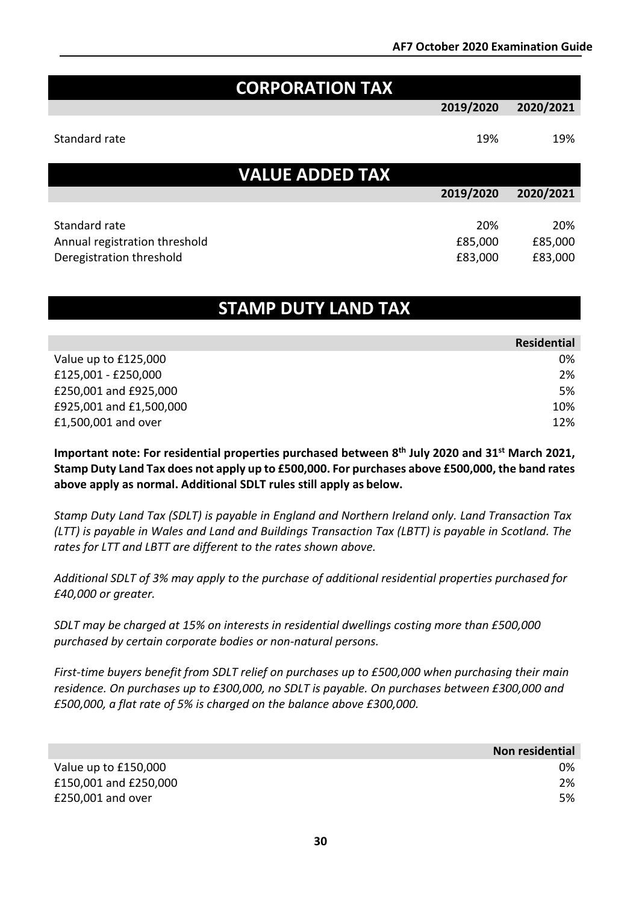## CORPORATION TAX

| | 2019/2020 | 2020/2021 |
|---|---|---|
| Standard rate | 19% | 19% |

## VALUE ADDED TAX

| | 2019/2020 | 2020/2021 |
|---|---|---|
| Standard rate | 20% | 20% |
| Annual registration threshold | £85,000 | £85,000 |
| Deregistration threshold | £83,000 | £83,000 |

## STAMP DUTY LAND TAX

| | Residential |
|---|---|
| Value up to £125,000 | 0% |
| £125,001 - £250,000 | 2% |
| £250,001 and £925,000 | 5% |
| £925,001 and £1,500,000 | 10% |
| £1,500,001 and over | 12% |

**Important note: For residential properties purchased between 8th July 2020 and 31st March 2021, Stamp Duty Land Tax does not apply up to £500,000. For purchases above £500,000, the band rates above apply as normal. Additional SDLT rules still apply as below.**

*Stamp Duty Land Tax (SDLT) is payable in England and Northern Ireland only. Land Transaction Tax (LTT) is payable in Wales and Land and Buildings Transaction Tax (LBTT) is payable in Scotland. The rates for LTT and LBTT are different to the rates shown above.*

*Additional SDLT of 3% may apply to the purchase of additional residential properties purchased for £40,000 or greater.*

*SDLT may be charged at 15% on interests in residential dwellings costing more than £500,000 purchased by certain corporate bodies or non-natural persons.*

*First-time buyers benefit from SDLT relief on purchases up to £500,000 when purchasing their main residence. On purchases up to £300,000, no SDLT is payable. On purchases between £300,000 and £500,000, a flat rate of 5% is charged on the balance above £300,000.*

| | Non residential |
|---|---|
| Value up to £150,000 | 0% |
| £150,001 and £250,000 | 2% |
| £250,001 and over | 5% |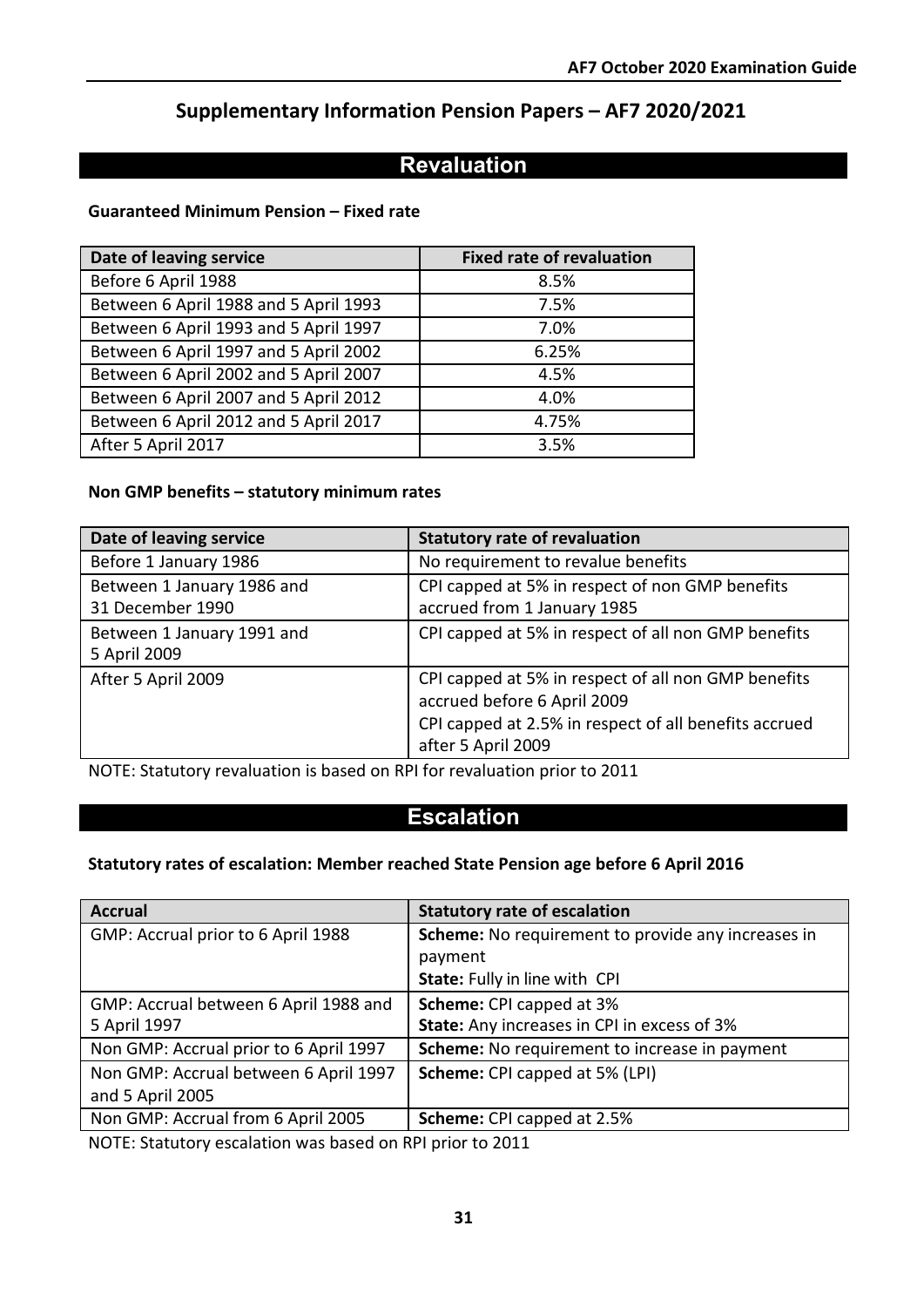## Supplementary Information Pension Papers – AF7 2020/2021

## Revaluation

**Guaranteed Minimum Pension – Fixed rate**

| Date of leaving service | Fixed rate of revaluation |
|---|---|
| Before 6 April 1988 | 8.5% |
| Between 6 April 1988 and 5 April 1993 | 7.5% |
| Between 6 April 1993 and 5 April 1997 | 7.0% |
| Between 6 April 1997 and 5 April 2002 | 6.25% |
| Between 6 April 2002 and 5 April 2007 | 4.5% |
| Between 6 April 2007 and 5 April 2012 | 4.0% |
| Between 6 April 2012 and 5 April 2017 | 4.75% |
| After 5 April 2017 | 3.5% |

**Non GMP benefits – statutory minimum rates**

| Date of leaving service | Statutory rate of revaluation |
|---|---|
| Before 1 January 1986 | No requirement to revalue benefits |
| Between 1 January 1986 and 31 December 1990 | CPI capped at 5% in respect of non GMP benefits accrued from 1 January 1985 |
| Between 1 January 1991 and 5 April 2009 | CPI capped at 5% in respect of all non GMP benefits |
| After 5 April 2009 | CPI capped at 5% in respect of all non GMP benefits accrued before 6 April 2009<br>CPI capped at 2.5% in respect of all benefits accrued after 5 April 2009 |

NOTE: Statutory revaluation is based on RPI for revaluation prior to 2011

## Escalation

**Statutory rates of escalation: Member reached State Pension age before 6 April 2016**

| Accrual | Statutory rate of escalation |
|---|---|
| GMP: Accrual prior to 6 April 1988 | **Scheme:** No requirement to provide any increases in payment<br>**State:** Fully in line with CPI |
| GMP: Accrual between 6 April 1988 and 5 April 1997 | **Scheme:** CPI capped at 3%<br>**State:** Any increases in CPI in excess of 3% |
| Non GMP: Accrual prior to 6 April 1997 | **Scheme:** No requirement to increase in payment |
| Non GMP: Accrual between 6 April 1997 and 5 April 2005 | **Scheme:** CPI capped at 5% (LPI) |
| Non GMP: Accrual from 6 April 2005 | **Scheme:** CPI capped at 2.5% |

NOTE: Statutory escalation was based on RPI prior to 2011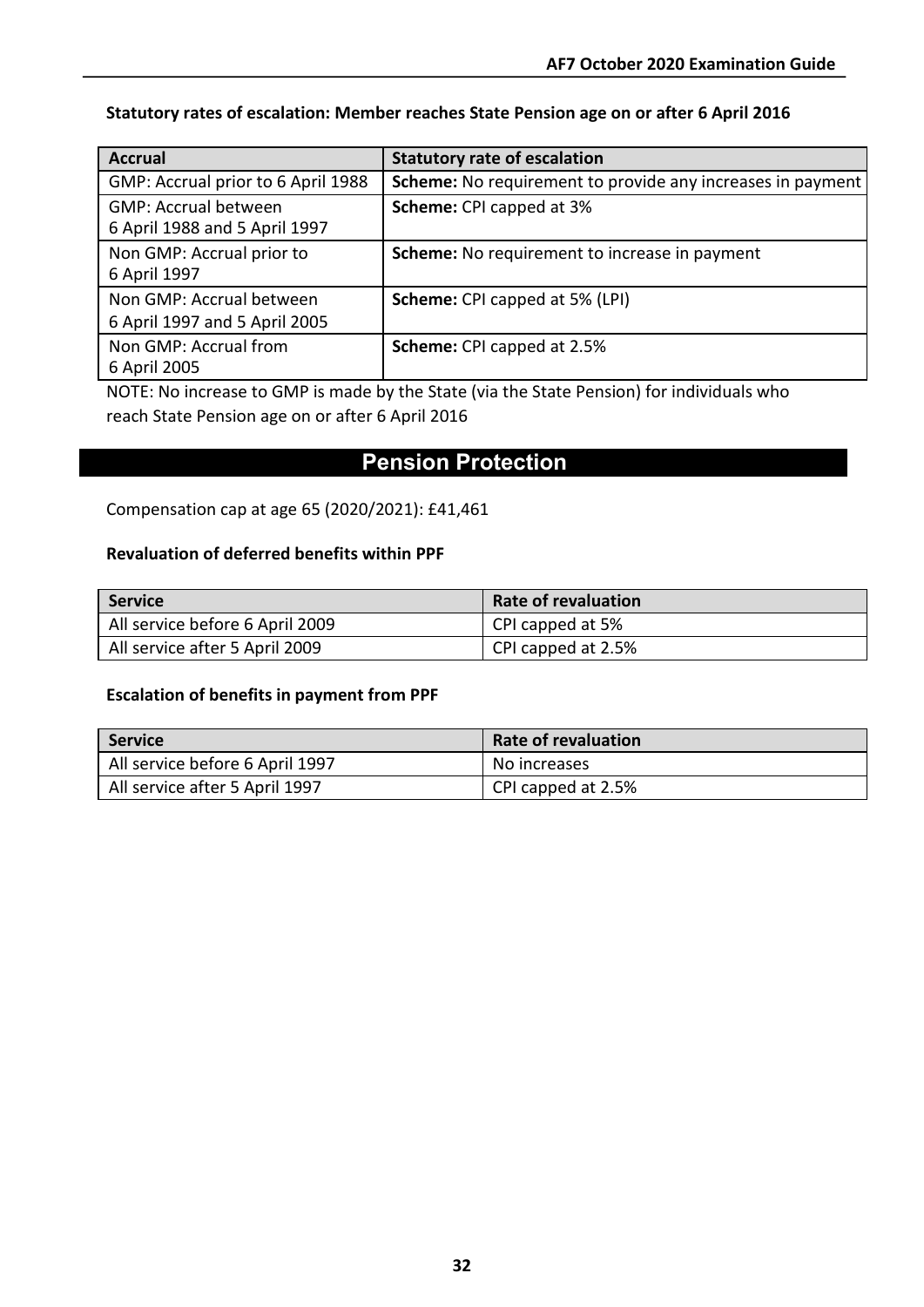**Statutory rates of escalation: Member reaches State Pension age on or after 6 April 2016**

| Accrual | Statutory rate of escalation |
|---|---|
| GMP: Accrual prior to 6 April 1988 | **Scheme:** No requirement to provide any increases in payment |
| GMP: Accrual between 6 April 1988 and 5 April 1997 | **Scheme:** CPI capped at 3% |
| Non GMP: Accrual prior to 6 April 1997 | **Scheme:** No requirement to increase in payment |
| Non GMP: Accrual between 6 April 1997 and 5 April 2005 | **Scheme:** CPI capped at 5% (LPI) |
| Non GMP: Accrual from 6 April 2005 | **Scheme:** CPI capped at 2.5% |

NOTE: No increase to GMP is made by the State (via the State Pension) for individuals who reach State Pension age on or after 6 April 2016

## Pension Protection

Compensation cap at age 65 (2020/2021): £41,461

**Revaluation of deferred benefits within PPF**

| Service | Rate of revaluation |
|---|---|
| All service before 6 April 2009 | CPI capped at 5% |
| All service after 5 April 2009 | CPI capped at 2.5% |

**Escalation of benefits in payment from PPF**

| Service | Rate of revaluation |
|---|---|
| All service before 6 April 1997 | No increases |
| All service after 5 April 1997 | CPI capped at 2.5% |